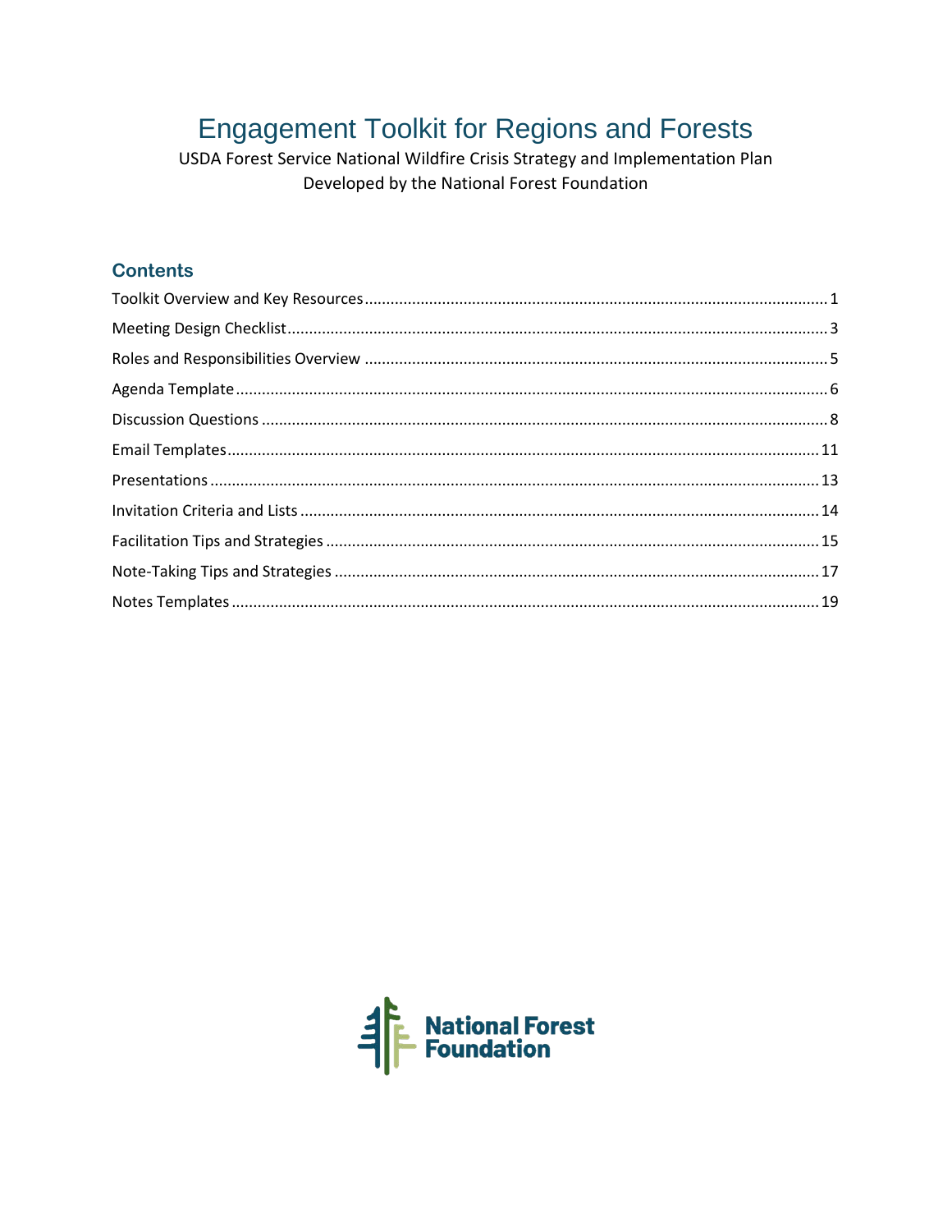# Engagement Toolkit for Regions and Forests

USDA Forest Service National Wildfire Crisis Strategy and Implementation Plan
Developed by the National Forest Foundation

## Contents

Toolkit Overview and Key Resources ..... 1
Meeting Design Checklist ..... 3
Roles and Responsibilities Overview ..... 5
Agenda Template ..... 6
Discussion Questions ..... 8
Email Templates ..... 11
Presentations ..... 13
Invitation Criteria and Lists ..... 14
Facilitation Tips and Strategies ..... 15
Note-Taking Tips and Strategies ..... 17
Notes Templates ..... 19

National Forest Foundation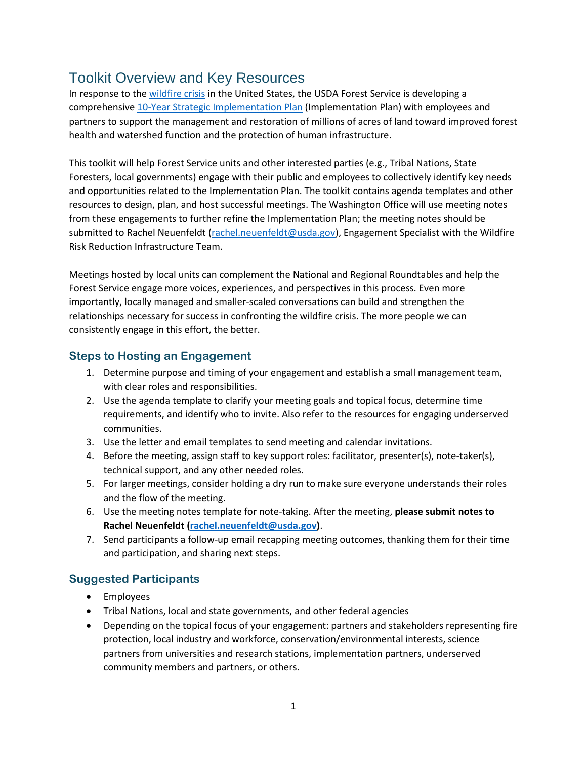# Toolkit Overview and Key Resources

In response to the [wildfire crisis](#) in the United States, the USDA Forest Service is developing a comprehensive [10-Year Strategic Implementation Plan](#) (Implementation Plan) with employees and partners to support the management and restoration of millions of acres of land toward improved forest health and watershed function and the protection of human infrastructure.

This toolkit will help Forest Service units and other interested parties (e.g., Tribal Nations, State Foresters, local governments) engage with their public and employees to collectively identify key needs and opportunities related to the Implementation Plan. The toolkit contains agenda templates and other resources to design, plan, and host successful meetings. The Washington Office will use meeting notes from these engagements to further refine the Implementation Plan; the meeting notes should be submitted to Rachel Neuenfeldt (rachel.neuenfeldt@usda.gov), Engagement Specialist with the Wildfire Risk Reduction Infrastructure Team.

Meetings hosted by local units can complement the National and Regional Roundtables and help the Forest Service engage more voices, experiences, and perspectives in this process. Even more importantly, locally managed and smaller-scaled conversations can build and strengthen the relationships necessary for success in confronting the wildfire crisis. The more people we can consistently engage in this effort, the better.

## Steps to Hosting an Engagement

1. Determine purpose and timing of your engagement and establish a small management team, with clear roles and responsibilities.
2. Use the agenda template to clarify your meeting goals and topical focus, determine time requirements, and identify who to invite. Also refer to the resources for engaging underserved communities.
3. Use the letter and email templates to send meeting and calendar invitations.
4. Before the meeting, assign staff to key support roles: facilitator, presenter(s), note-taker(s), technical support, and any other needed roles.
5. For larger meetings, consider holding a dry run to make sure everyone understands their roles and the flow of the meeting.
6. Use the meeting notes template for note-taking. After the meeting, **please submit notes to Rachel Neuenfeldt (rachel.neuenfeldt@usda.gov)**.
7. Send participants a follow-up email recapping meeting outcomes, thanking them for their time and participation, and sharing next steps.

## Suggested Participants

- Employees
- Tribal Nations, local and state governments, and other federal agencies
- Depending on the topical focus of your engagement: partners and stakeholders representing fire protection, local industry and workforce, conservation/environmental interests, science partners from universities and research stations, implementation partners, underserved community members and partners, or others.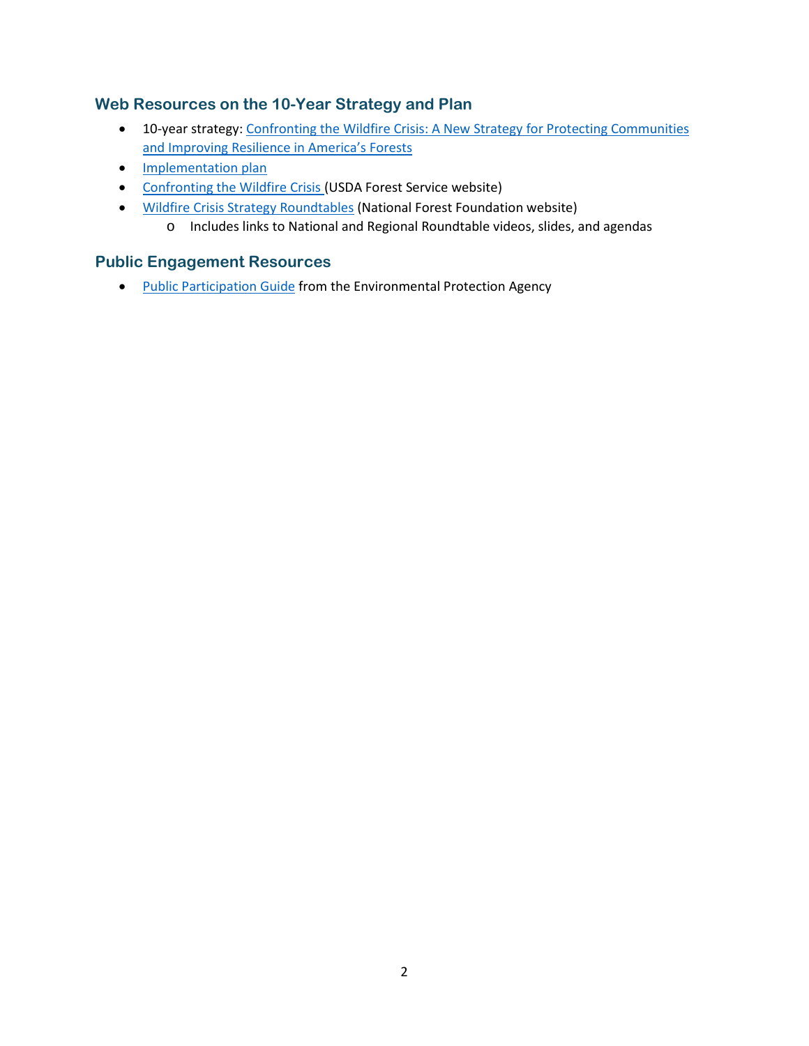## Web Resources on the 10-Year Strategy and Plan

- 10-year strategy: Confronting the Wildfire Crisis: A New Strategy for Protecting Communities and Improving Resilience in America's Forests
- Implementation plan
- Confronting the Wildfire Crisis (USDA Forest Service website)
- Wildfire Crisis Strategy Roundtables (National Forest Foundation website)
  - Includes links to National and Regional Roundtable videos, slides, and agendas

## Public Engagement Resources

- Public Participation Guide from the Environmental Protection Agency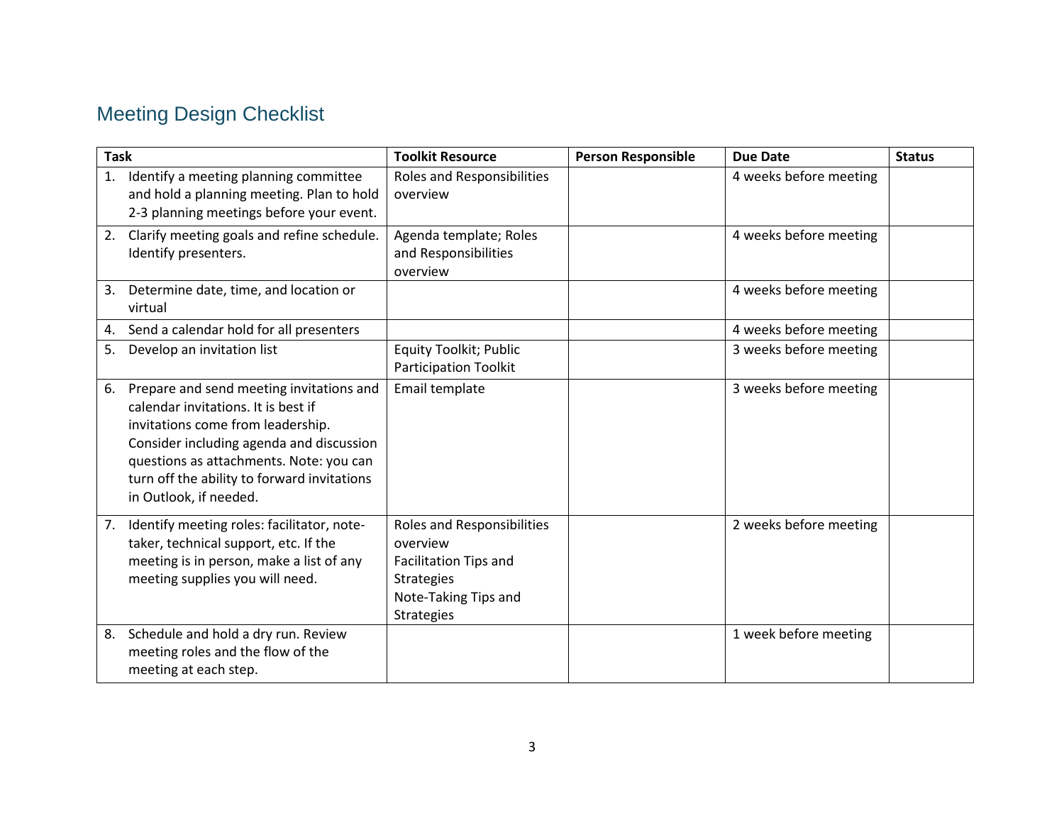## Meeting Design Checklist

| Task | Toolkit Resource | Person Responsible | Due Date | Status |
|---|---|---|---|---|
| 1. Identify a meeting planning committee and hold a planning meeting. Plan to hold 2-3 planning meetings before your event. | Roles and Responsibilities overview | | 4 weeks before meeting | |
| 2. Clarify meeting goals and refine schedule. Identify presenters. | Agenda template; Roles and Responsibilities overview | | 4 weeks before meeting | |
| 3. Determine date, time, and location or virtual | | | 4 weeks before meeting | |
| 4. Send a calendar hold for all presenters | | | 4 weeks before meeting | |
| 5. Develop an invitation list | Equity Toolkit; Public Participation Toolkit | | 3 weeks before meeting | |
| 6. Prepare and send meeting invitations and calendar invitations. It is best if invitations come from leadership. Consider including agenda and discussion questions as attachments. Note: you can turn off the ability to forward invitations in Outlook, if needed. | Email template | | 3 weeks before meeting | |
| 7. Identify meeting roles: facilitator, note-taker, technical support, etc. If the meeting is in person, make a list of any meeting supplies you will need. | Roles and Responsibilities overview<br>Facilitation Tips and Strategies<br>Note-Taking Tips and Strategies | | 2 weeks before meeting | |
| 8. Schedule and hold a dry run. Review meeting roles and the flow of the meeting at each step. | | | 1 week before meeting | |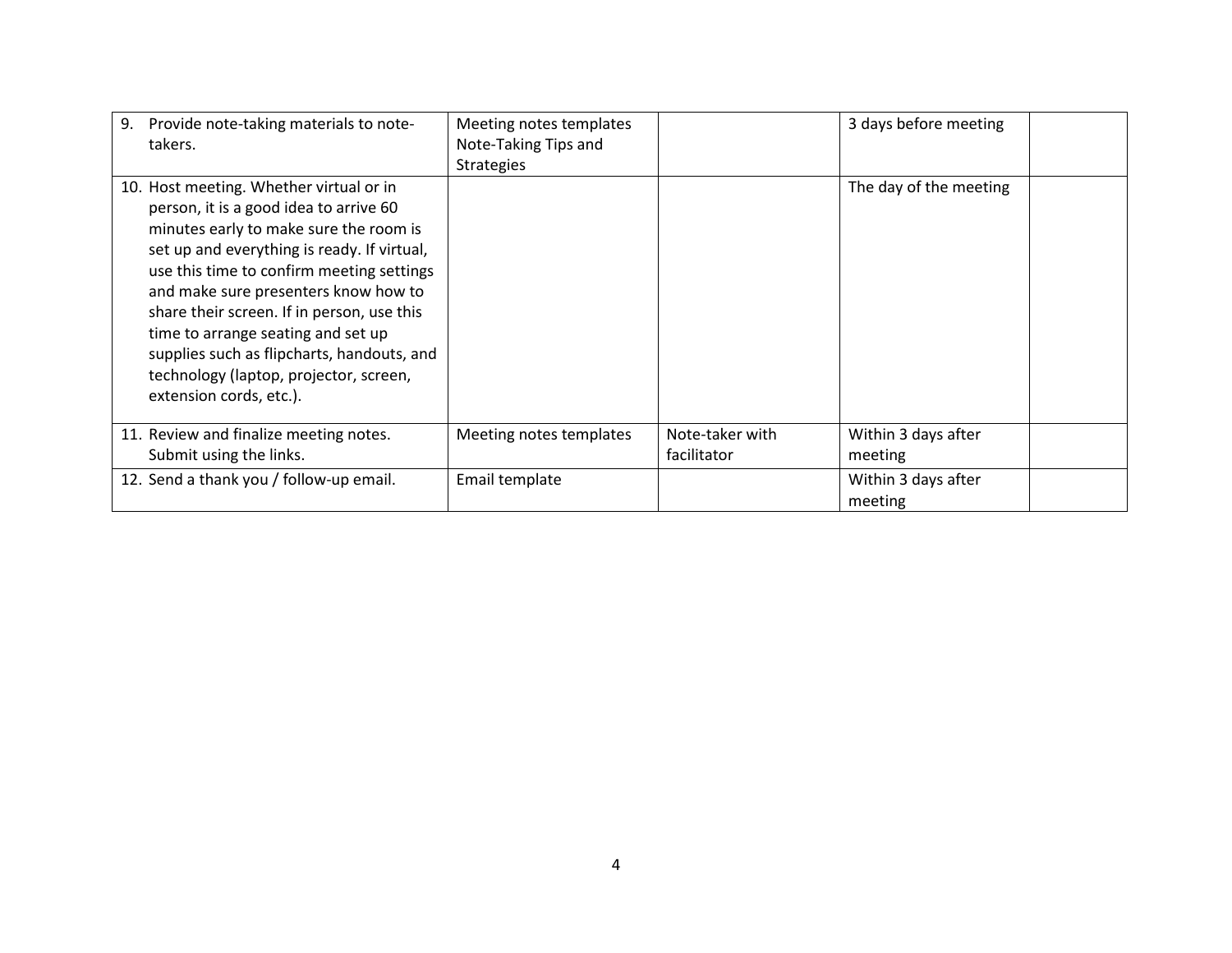| | | | | |
|---|---|---|---|---|
| 9. Provide note-taking materials to note-takers. | Meeting notes templates Note-Taking Tips and Strategies | | 3 days before meeting | |
| 10. Host meeting. Whether virtual or in person, it is a good idea to arrive 60 minutes early to make sure the room is set up and everything is ready. If virtual, use this time to confirm meeting settings and make sure presenters know how to share their screen. If in person, use this time to arrange seating and set up supplies such as flipcharts, handouts, and technology (laptop, projector, screen, extension cords, etc.). | | | The day of the meeting | |
| 11. Review and finalize meeting notes. Submit using the links. | Meeting notes templates | Note-taker with facilitator | Within 3 days after meeting | |
| 12. Send a thank you / follow-up email. | Email template | | Within 3 days after meeting | |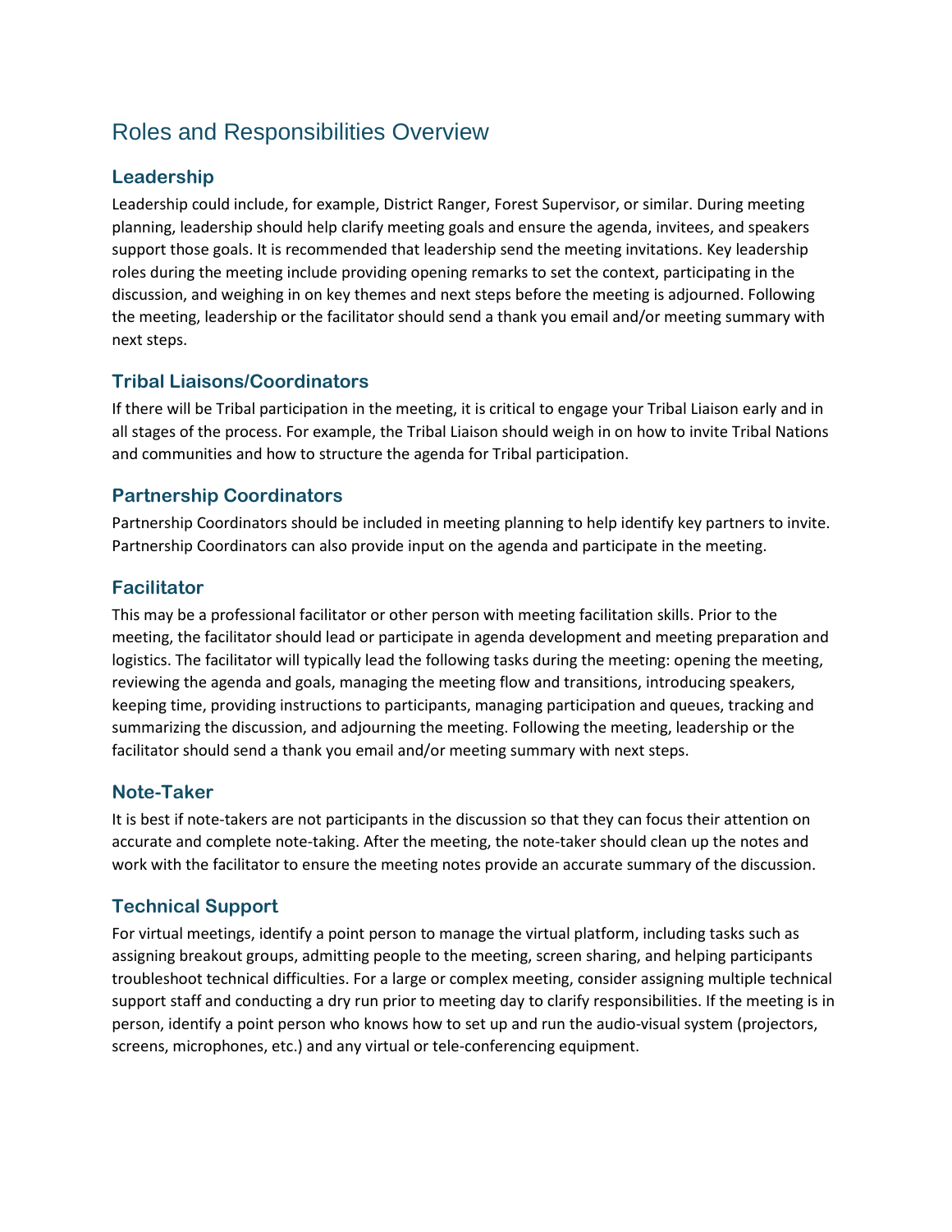# Roles and Responsibilities Overview

## Leadership

Leadership could include, for example, District Ranger, Forest Supervisor, or similar. During meeting planning, leadership should help clarify meeting goals and ensure the agenda, invitees, and speakers support those goals. It is recommended that leadership send the meeting invitations. Key leadership roles during the meeting include providing opening remarks to set the context, participating in the discussion, and weighing in on key themes and next steps before the meeting is adjourned. Following the meeting, leadership or the facilitator should send a thank you email and/or meeting summary with next steps.

## Tribal Liaisons/Coordinators

If there will be Tribal participation in the meeting, it is critical to engage your Tribal Liaison early and in all stages of the process. For example, the Tribal Liaison should weigh in on how to invite Tribal Nations and communities and how to structure the agenda for Tribal participation.

## Partnership Coordinators

Partnership Coordinators should be included in meeting planning to help identify key partners to invite. Partnership Coordinators can also provide input on the agenda and participate in the meeting.

## Facilitator

This may be a professional facilitator or other person with meeting facilitation skills. Prior to the meeting, the facilitator should lead or participate in agenda development and meeting preparation and logistics. The facilitator will typically lead the following tasks during the meeting: opening the meeting, reviewing the agenda and goals, managing the meeting flow and transitions, introducing speakers, keeping time, providing instructions to participants, managing participation and queues, tracking and summarizing the discussion, and adjourning the meeting. Following the meeting, leadership or the facilitator should send a thank you email and/or meeting summary with next steps.

## Note-Taker

It is best if note-takers are not participants in the discussion so that they can focus their attention on accurate and complete note-taking. After the meeting, the note-taker should clean up the notes and work with the facilitator to ensure the meeting notes provide an accurate summary of the discussion.

## Technical Support

For virtual meetings, identify a point person to manage the virtual platform, including tasks such as assigning breakout groups, admitting people to the meeting, screen sharing, and helping participants troubleshoot technical difficulties. For a large or complex meeting, consider assigning multiple technical support staff and conducting a dry run prior to meeting day to clarify responsibilities. If the meeting is in person, identify a point person who knows how to set up and run the audio-visual system (projectors, screens, microphones, etc.) and any virtual or tele-conferencing equipment.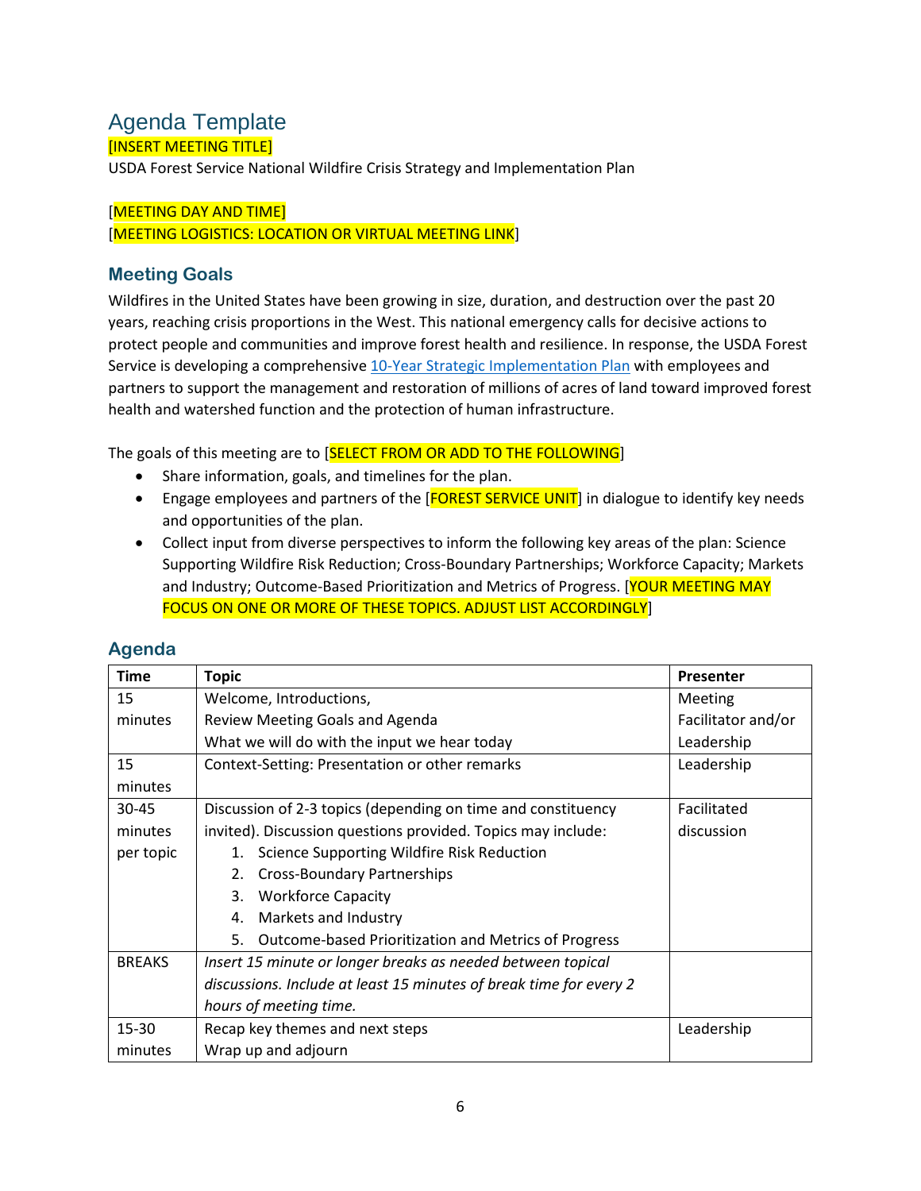# Agenda Template

[INSERT MEETING TITLE]

USDA Forest Service National Wildfire Crisis Strategy and Implementation Plan

[MEETING DAY AND TIME]
[MEETING LOGISTICS: LOCATION OR VIRTUAL MEETING LINK]

## Meeting Goals

Wildfires in the United States have been growing in size, duration, and destruction over the past 20 years, reaching crisis proportions in the West. This national emergency calls for decisive actions to protect people and communities and improve forest health and resilience. In response, the USDA Forest Service is developing a comprehensive 10-Year Strategic Implementation Plan with employees and partners to support the management and restoration of millions of acres of land toward improved forest health and watershed function and the protection of human infrastructure.

The goals of this meeting are to [SELECT FROM OR ADD TO THE FOLLOWING]

- Share information, goals, and timelines for the plan.
- Engage employees and partners of the [FOREST SERVICE UNIT] in dialogue to identify key needs and opportunities of the plan.
- Collect input from diverse perspectives to inform the following key areas of the plan: Science Supporting Wildfire Risk Reduction; Cross-Boundary Partnerships; Workforce Capacity; Markets and Industry; Outcome-Based Prioritization and Metrics of Progress. [YOUR MEETING MAY FOCUS ON ONE OR MORE OF THESE TOPICS. ADJUST LIST ACCORDINGLY]

## Agenda

| Time | Topic | Presenter |
| --- | --- | --- |
| 15 minutes | Welcome, Introductions,<br>Review Meeting Goals and Agenda<br>What we will do with the input we hear today | Meeting Facilitator and/or Leadership |
| 15 minutes | Context-Setting: Presentation or other remarks | Leadership |
| 30-45 minutes per topic | Discussion of 2-3 topics (depending on time and constituency invited). Discussion questions provided. Topics may include:<br>1. Science Supporting Wildfire Risk Reduction<br>2. Cross-Boundary Partnerships<br>3. Workforce Capacity<br>4. Markets and Industry<br>5. Outcome-based Prioritization and Metrics of Progress | Facilitated discussion |
| BREAKS | *Insert 15 minute or longer breaks as needed between topical discussions. Include at least 15 minutes of break time for every 2 hours of meeting time.* | |
| 15-30 minutes | Recap key themes and next steps<br>Wrap up and adjourn | Leadership |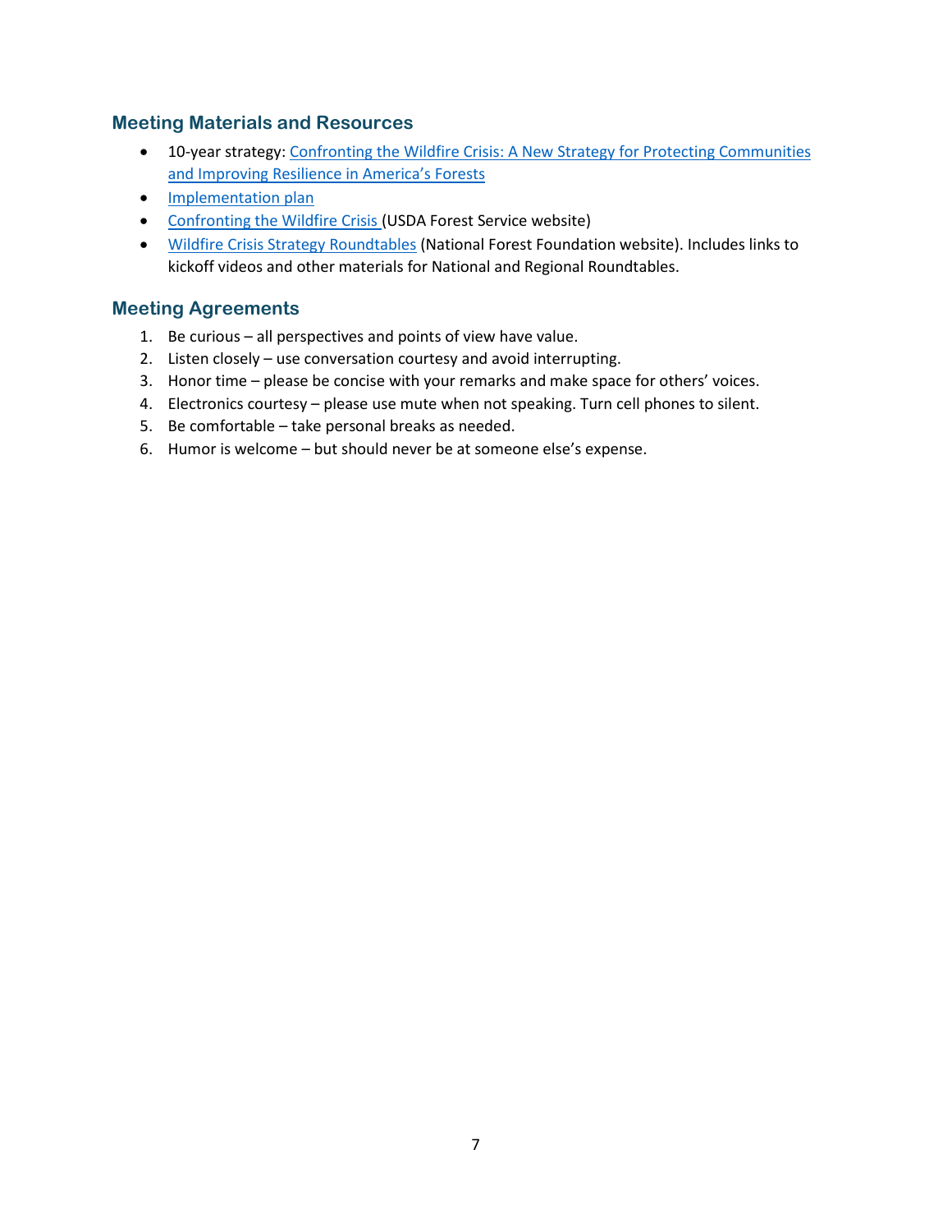## Meeting Materials and Resources

- 10-year strategy: Confronting the Wildfire Crisis: A New Strategy for Protecting Communities and Improving Resilience in America's Forests
- Implementation plan
- Confronting the Wildfire Crisis (USDA Forest Service website)
- Wildfire Crisis Strategy Roundtables (National Forest Foundation website). Includes links to kickoff videos and other materials for National and Regional Roundtables.

## Meeting Agreements

1. Be curious – all perspectives and points of view have value.
2. Listen closely – use conversation courtesy and avoid interrupting.
3. Honor time – please be concise with your remarks and make space for others' voices.
4. Electronics courtesy – please use mute when not speaking. Turn cell phones to silent.
5. Be comfortable – take personal breaks as needed.
6. Humor is welcome – but should never be at someone else's expense.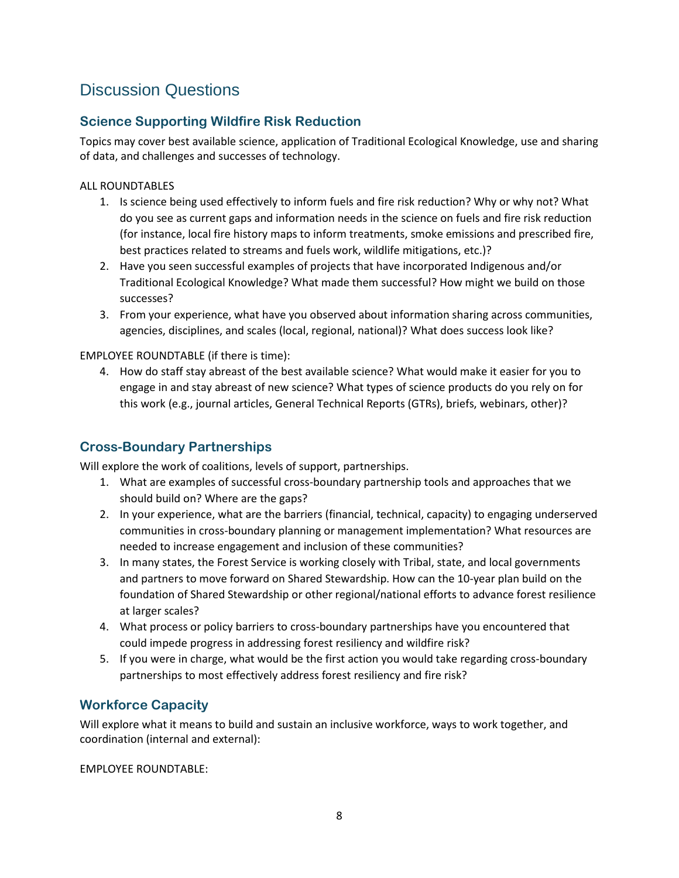# Discussion Questions

## Science Supporting Wildfire Risk Reduction

Topics may cover best available science, application of Traditional Ecological Knowledge, use and sharing of data, and challenges and successes of technology.

ALL ROUNDTABLES

1. Is science being used effectively to inform fuels and fire risk reduction? Why or why not? What do you see as current gaps and information needs in the science on fuels and fire risk reduction (for instance, local fire history maps to inform treatments, smoke emissions and prescribed fire, best practices related to streams and fuels work, wildlife mitigations, etc.)?
2. Have you seen successful examples of projects that have incorporated Indigenous and/or Traditional Ecological Knowledge? What made them successful? How might we build on those successes?
3. From your experience, what have you observed about information sharing across communities, agencies, disciplines, and scales (local, regional, national)? What does success look like?

EMPLOYEE ROUNDTABLE (if there is time):

4. How do staff stay abreast of the best available science? What would make it easier for you to engage in and stay abreast of new science? What types of science products do you rely on for this work (e.g., journal articles, General Technical Reports (GTRs), briefs, webinars, other)?

## Cross-Boundary Partnerships

Will explore the work of coalitions, levels of support, partnerships.

1. What are examples of successful cross-boundary partnership tools and approaches that we should build on? Where are the gaps?
2. In your experience, what are the barriers (financial, technical, capacity) to engaging underserved communities in cross-boundary planning or management implementation? What resources are needed to increase engagement and inclusion of these communities?
3. In many states, the Forest Service is working closely with Tribal, state, and local governments and partners to move forward on Shared Stewardship. How can the 10-year plan build on the foundation of Shared Stewardship or other regional/national efforts to advance forest resilience at larger scales?
4. What process or policy barriers to cross-boundary partnerships have you encountered that could impede progress in addressing forest resiliency and wildfire risk?
5. If you were in charge, what would be the first action you would take regarding cross-boundary partnerships to most effectively address forest resiliency and fire risk?

## Workforce Capacity

Will explore what it means to build and sustain an inclusive workforce, ways to work together, and coordination (internal and external):

EMPLOYEE ROUNDTABLE: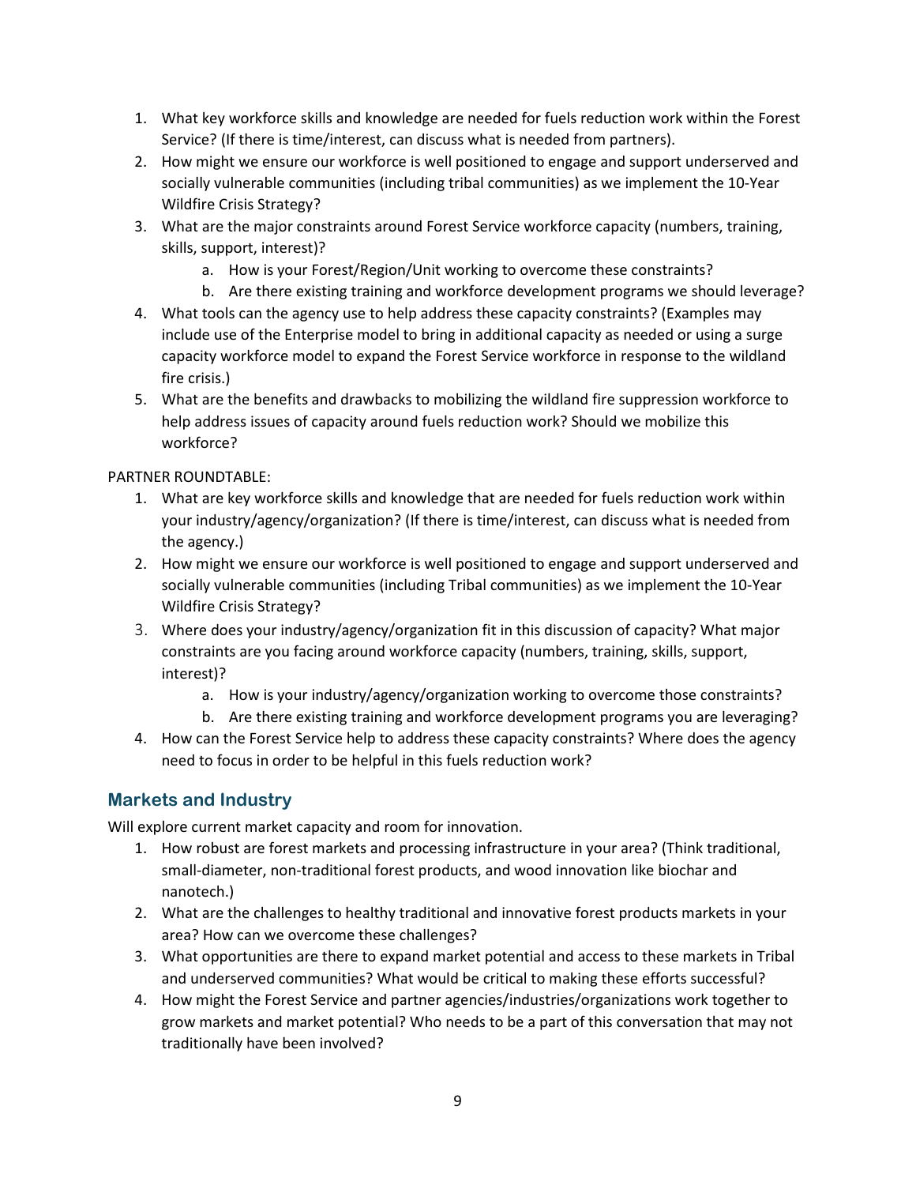1. What key workforce skills and knowledge are needed for fuels reduction work within the Forest Service? (If there is time/interest, can discuss what is needed from partners).
2. How might we ensure our workforce is well positioned to engage and support underserved and socially vulnerable communities (including tribal communities) as we implement the 10-Year Wildfire Crisis Strategy?
3. What are the major constraints around Forest Service workforce capacity (numbers, training, skills, support, interest)?
    a. How is your Forest/Region/Unit working to overcome these constraints?
    b. Are there existing training and workforce development programs we should leverage?
4. What tools can the agency use to help address these capacity constraints? (Examples may include use of the Enterprise model to bring in additional capacity as needed or using a surge capacity workforce model to expand the Forest Service workforce in response to the wildland fire crisis.)
5. What are the benefits and drawbacks to mobilizing the wildland fire suppression workforce to help address issues of capacity around fuels reduction work? Should we mobilize this workforce?

PARTNER ROUNDTABLE:

1. What are key workforce skills and knowledge that are needed for fuels reduction work within your industry/agency/organization? (If there is time/interest, can discuss what is needed from the agency.)
2. How might we ensure our workforce is well positioned to engage and support underserved and socially vulnerable communities (including Tribal communities) as we implement the 10-Year Wildfire Crisis Strategy?
3. Where does your industry/agency/organization fit in this discussion of capacity? What major constraints are you facing around workforce capacity (numbers, training, skills, support, interest)?
    a. How is your industry/agency/organization working to overcome those constraints?
    b. Are there existing training and workforce development programs you are leveraging?
4. How can the Forest Service help to address these capacity constraints? Where does the agency need to focus in order to be helpful in this fuels reduction work?

## Markets and Industry

Will explore current market capacity and room for innovation.

1. How robust are forest markets and processing infrastructure in your area? (Think traditional, small-diameter, non-traditional forest products, and wood innovation like biochar and nanotech.)
2. What are the challenges to healthy traditional and innovative forest products markets in your area? How can we overcome these challenges?
3. What opportunities are there to expand market potential and access to these markets in Tribal and underserved communities? What would be critical to making these efforts successful?
4. How might the Forest Service and partner agencies/industries/organizations work together to grow markets and market potential? Who needs to be a part of this conversation that may not traditionally have been involved?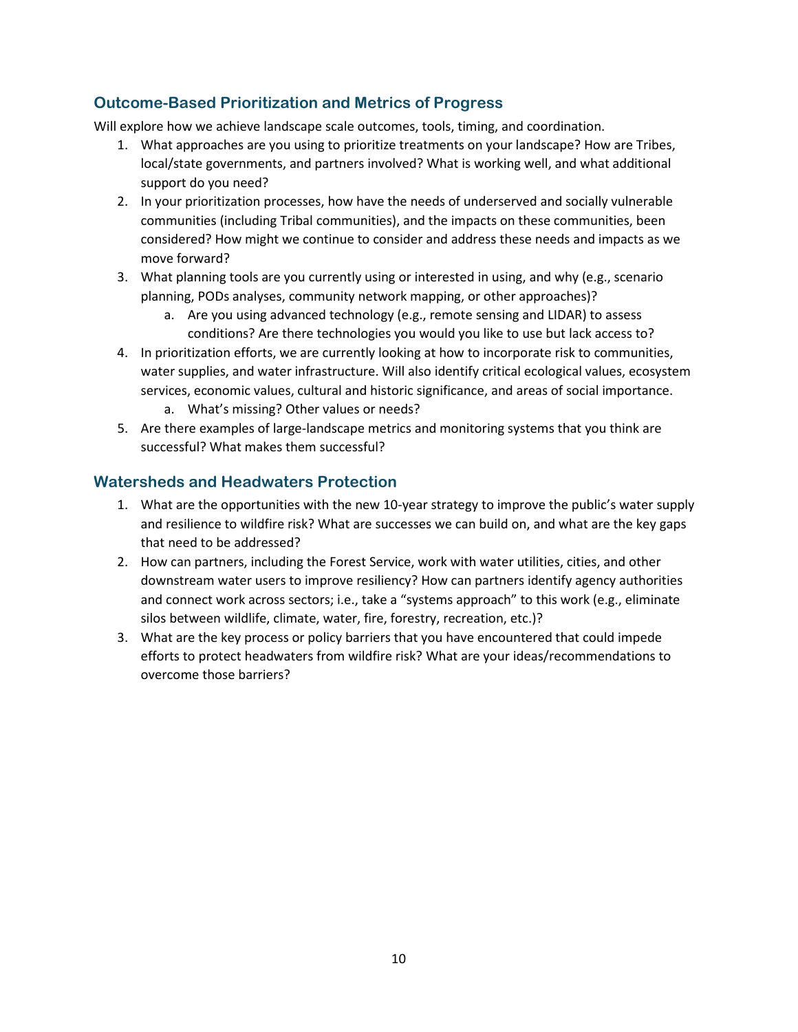## Outcome-Based Prioritization and Metrics of Progress

Will explore how we achieve landscape scale outcomes, tools, timing, and coordination.

1. What approaches are you using to prioritize treatments on your landscape? How are Tribes, local/state governments, and partners involved? What is working well, and what additional support do you need?
2. In your prioritization processes, how have the needs of underserved and socially vulnerable communities (including Tribal communities), and the impacts on these communities, been considered? How might we continue to consider and address these needs and impacts as we move forward?
3. What planning tools are you currently using or interested in using, and why (e.g., scenario planning, PODs analyses, community network mapping, or other approaches)?
    a. Are you using advanced technology (e.g., remote sensing and LIDAR) to assess conditions? Are there technologies you would you like to use but lack access to?
4. In prioritization efforts, we are currently looking at how to incorporate risk to communities, water supplies, and water infrastructure. Will also identify critical ecological values, ecosystem services, economic values, cultural and historic significance, and areas of social importance.
    a. What's missing? Other values or needs?
5. Are there examples of large-landscape metrics and monitoring systems that you think are successful? What makes them successful?

## Watersheds and Headwaters Protection

1. What are the opportunities with the new 10-year strategy to improve the public's water supply and resilience to wildfire risk? What are successes we can build on, and what are the key gaps that need to be addressed?
2. How can partners, including the Forest Service, work with water utilities, cities, and other downstream water users to improve resiliency? How can partners identify agency authorities and connect work across sectors; i.e., take a "systems approach" to this work (e.g., eliminate silos between wildlife, climate, water, fire, forestry, recreation, etc.)?
3. What are the key process or policy barriers that you have encountered that could impede efforts to protect headwaters from wildfire risk? What are your ideas/recommendations to overcome those barriers?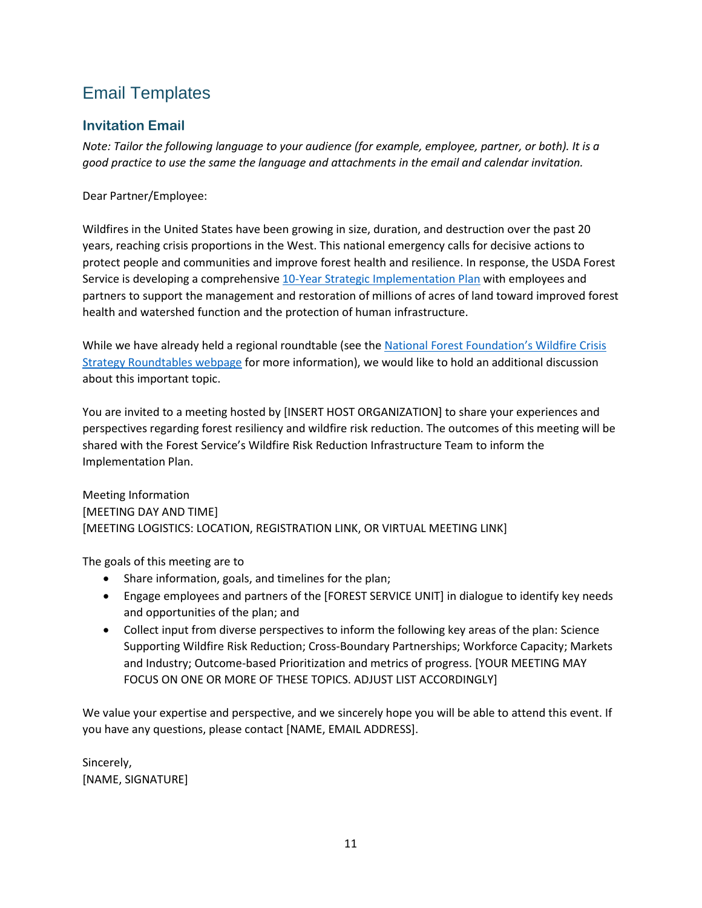# Email Templates

## Invitation Email

*Note: Tailor the following language to your audience (for example, employee, partner, or both). It is a good practice to use the same the language and attachments in the email and calendar invitation.*

Dear Partner/Employee:

Wildfires in the United States have been growing in size, duration, and destruction over the past 20 years, reaching crisis proportions in the West. This national emergency calls for decisive actions to protect people and communities and improve forest health and resilience. In response, the USDA Forest Service is developing a comprehensive 10-Year Strategic Implementation Plan with employees and partners to support the management and restoration of millions of acres of land toward improved forest health and watershed function and the protection of human infrastructure.

While we have already held a regional roundtable (see the National Forest Foundation's Wildfire Crisis Strategy Roundtables webpage for more information), we would like to hold an additional discussion about this important topic.

You are invited to a meeting hosted by [INSERT HOST ORGANIZATION] to share your experiences and perspectives regarding forest resiliency and wildfire risk reduction. The outcomes of this meeting will be shared with the Forest Service's Wildfire Risk Reduction Infrastructure Team to inform the Implementation Plan.

Meeting Information
[MEETING DAY AND TIME]
[MEETING LOGISTICS: LOCATION, REGISTRATION LINK, OR VIRTUAL MEETING LINK]

The goals of this meeting are to

- Share information, goals, and timelines for the plan;
- Engage employees and partners of the [FOREST SERVICE UNIT] in dialogue to identify key needs and opportunities of the plan; and
- Collect input from diverse perspectives to inform the following key areas of the plan: Science Supporting Wildfire Risk Reduction; Cross-Boundary Partnerships; Workforce Capacity; Markets and Industry; Outcome-based Prioritization and metrics of progress. [YOUR MEETING MAY FOCUS ON ONE OR MORE OF THESE TOPICS. ADJUST LIST ACCORDINGLY]

We value your expertise and perspective, and we sincerely hope you will be able to attend this event. If you have any questions, please contact [NAME, EMAIL ADDRESS].

Sincerely,
[NAME, SIGNATURE]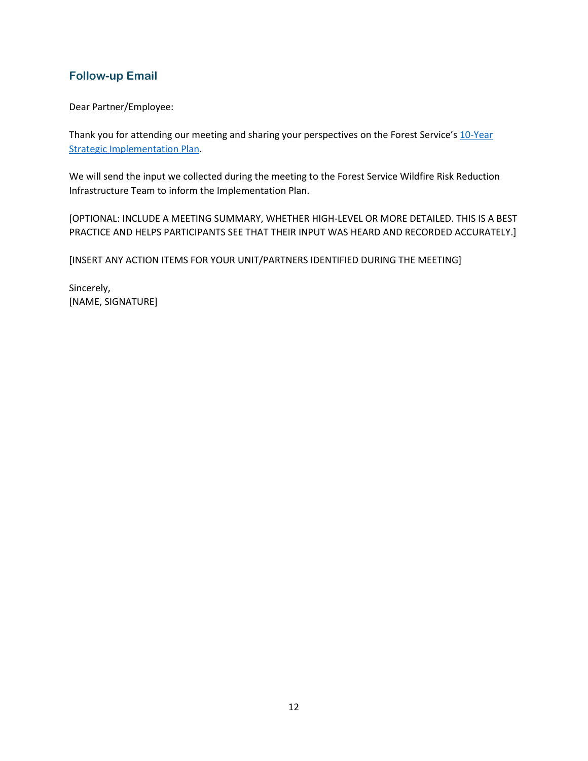## Follow-up Email

Dear Partner/Employee:

Thank you for attending our meeting and sharing your perspectives on the Forest Service's 10-Year Strategic Implementation Plan.

We will send the input we collected during the meeting to the Forest Service Wildfire Risk Reduction Infrastructure Team to inform the Implementation Plan.

[OPTIONAL: INCLUDE A MEETING SUMMARY, WHETHER HIGH-LEVEL OR MORE DETAILED. THIS IS A BEST PRACTICE AND HELPS PARTICIPANTS SEE THAT THEIR INPUT WAS HEARD AND RECORDED ACCURATELY.]

[INSERT ANY ACTION ITEMS FOR YOUR UNIT/PARTNERS IDENTIFIED DURING THE MEETING]

Sincerely,
[NAME, SIGNATURE]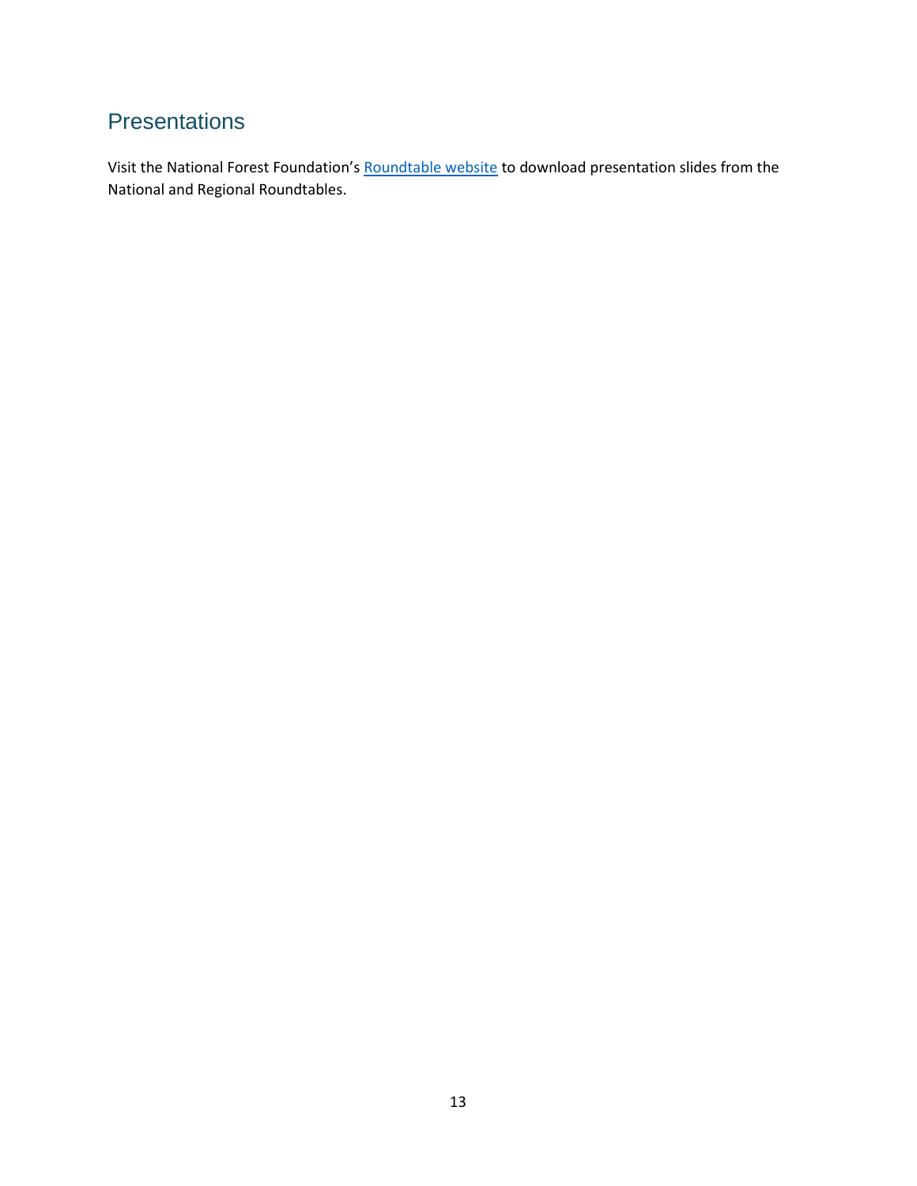## Presentations

Visit the National Forest Foundation's Roundtable website to download presentation slides from the National and Regional Roundtables.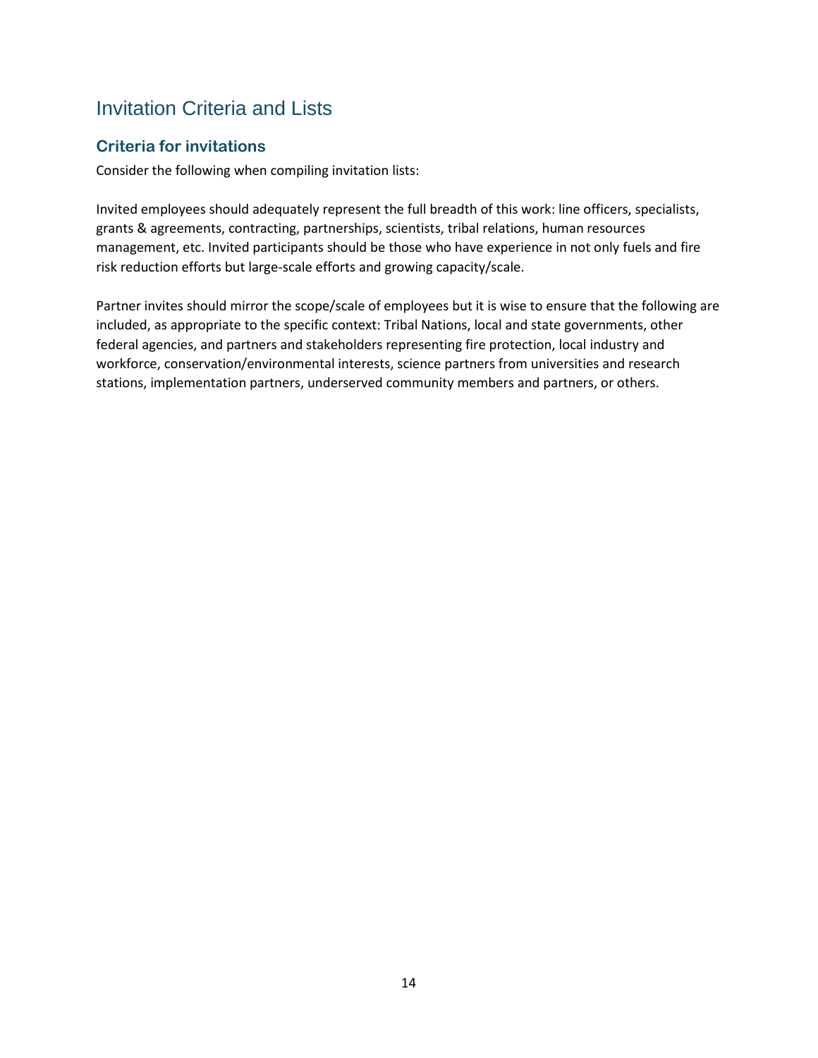# Invitation Criteria and Lists

## Criteria for invitations

Consider the following when compiling invitation lists:

Invited employees should adequately represent the full breadth of this work: line officers, specialists, grants & agreements, contracting, partnerships, scientists, tribal relations, human resources management, etc. Invited participants should be those who have experience in not only fuels and fire risk reduction efforts but large-scale efforts and growing capacity/scale.

Partner invites should mirror the scope/scale of employees but it is wise to ensure that the following are included, as appropriate to the specific context: Tribal Nations, local and state governments, other federal agencies, and partners and stakeholders representing fire protection, local industry and workforce, conservation/environmental interests, science partners from universities and research stations, implementation partners, underserved community members and partners, or others.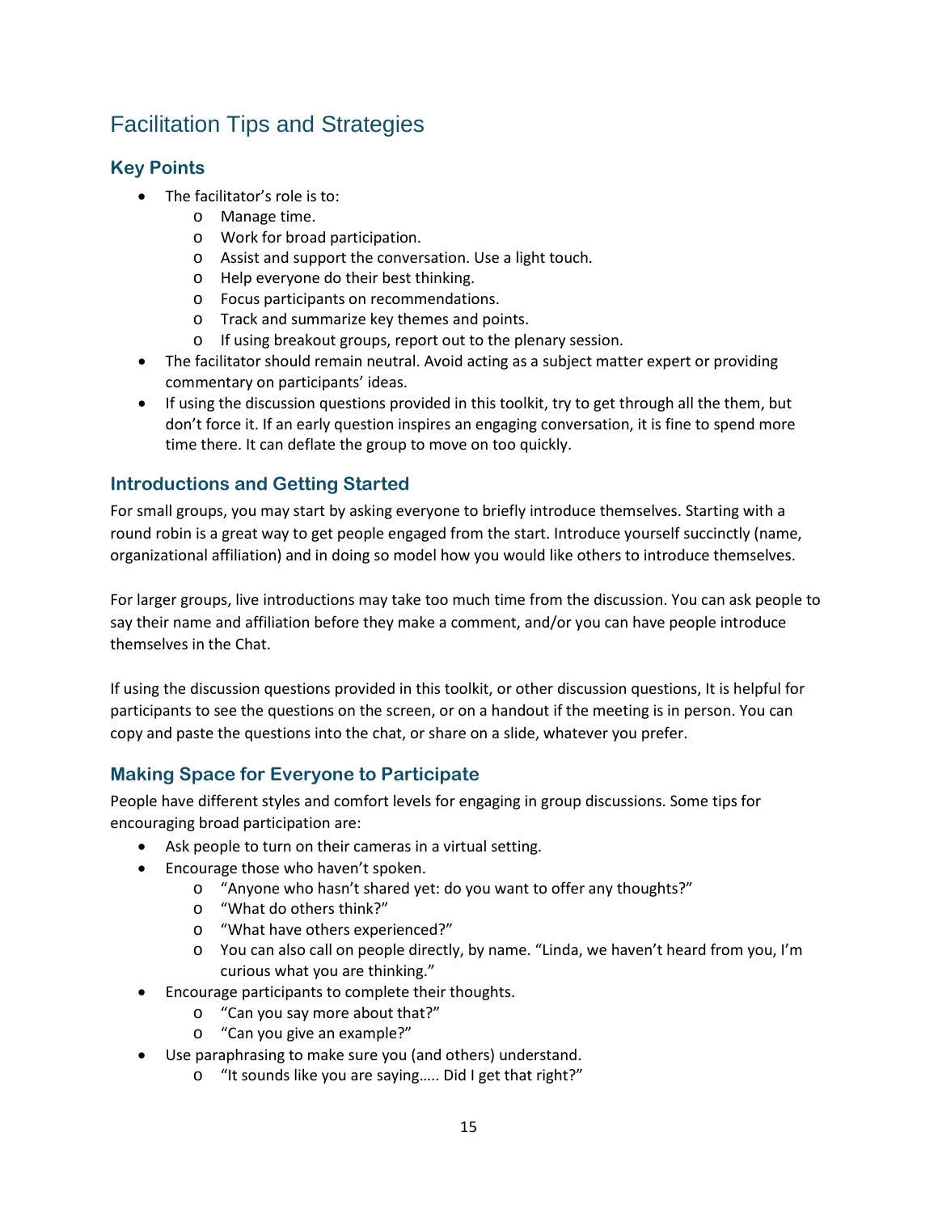# Facilitation Tips and Strategies

## Key Points

- The facilitator's role is to:
    - Manage time.
    - Work for broad participation.
    - Assist and support the conversation. Use a light touch.
    - Help everyone do their best thinking.
    - Focus participants on recommendations.
    - Track and summarize key themes and points.
    - If using breakout groups, report out to the plenary session.
- The facilitator should remain neutral. Avoid acting as a subject matter expert or providing commentary on participants' ideas.
- If using the discussion questions provided in this toolkit, try to get through all the them, but don't force it. If an early question inspires an engaging conversation, it is fine to spend more time there. It can deflate the group to move on too quickly.

## Introductions and Getting Started

For small groups, you may start by asking everyone to briefly introduce themselves. Starting with a round robin is a great way to get people engaged from the start. Introduce yourself succinctly (name, organizational affiliation) and in doing so model how you would like others to introduce themselves.

For larger groups, live introductions may take too much time from the discussion. You can ask people to say their name and affiliation before they make a comment, and/or you can have people introduce themselves in the Chat.

If using the discussion questions provided in this toolkit, or other discussion questions, It is helpful for participants to see the questions on the screen, or on a handout if the meeting is in person. You can copy and paste the questions into the chat, or share on a slide, whatever you prefer.

## Making Space for Everyone to Participate

People have different styles and comfort levels for engaging in group discussions. Some tips for encouraging broad participation are:

- Ask people to turn on their cameras in a virtual setting.
- Encourage those who haven't spoken.
    - "Anyone who hasn't shared yet: do you want to offer any thoughts?"
    - "What do others think?"
    - "What have others experienced?"
    - You can also call on people directly, by name. "Linda, we haven't heard from you, I'm curious what you are thinking."
- Encourage participants to complete their thoughts.
    - "Can you say more about that?"
    - "Can you give an example?"
- Use paraphrasing to make sure you (and others) understand.
    - "It sounds like you are saying….. Did I get that right?"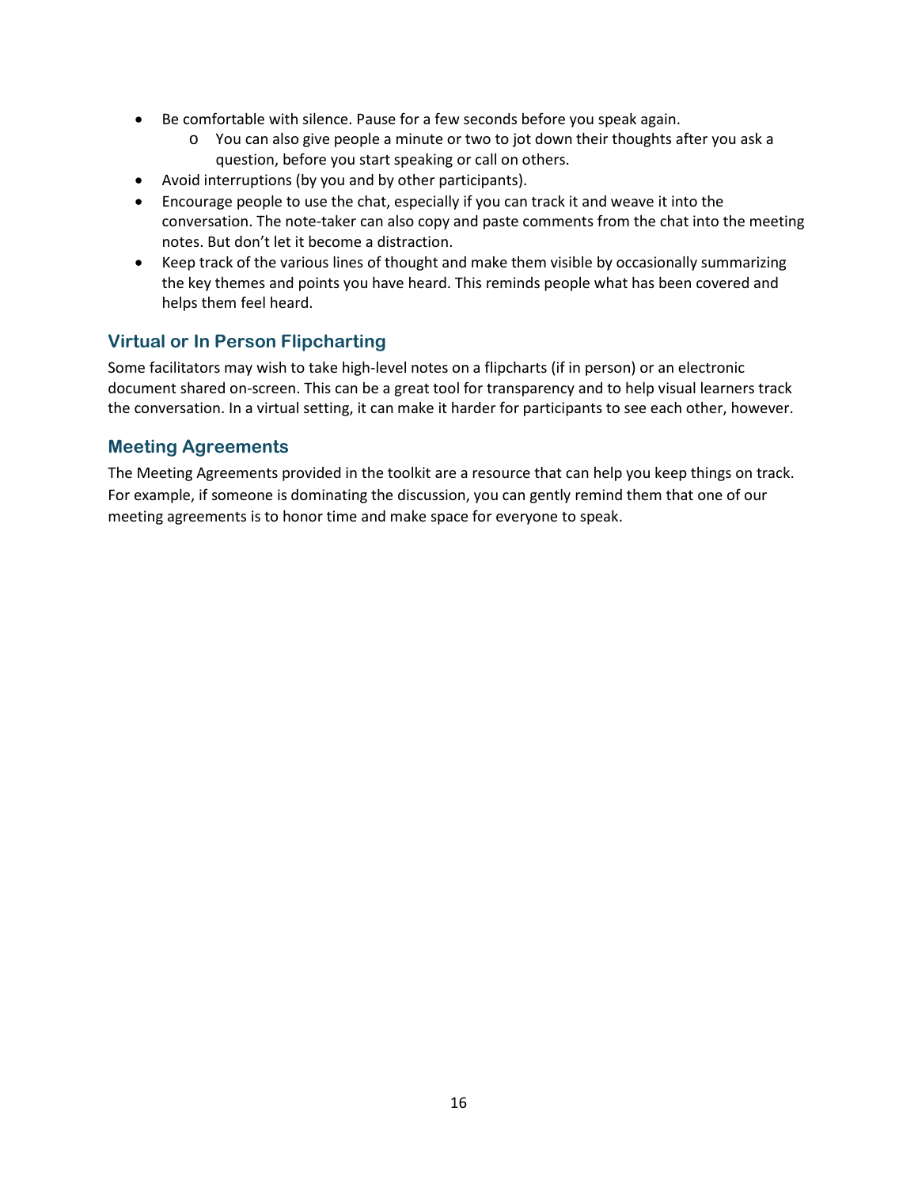- Be comfortable with silence. Pause for a few seconds before you speak again.
  - You can also give people a minute or two to jot down their thoughts after you ask a question, before you start speaking or call on others.
- Avoid interruptions (by you and by other participants).
- Encourage people to use the chat, especially if you can track it and weave it into the conversation. The note-taker can also copy and paste comments from the chat into the meeting notes. But don't let it become a distraction.
- Keep track of the various lines of thought and make them visible by occasionally summarizing the key themes and points you have heard. This reminds people what has been covered and helps them feel heard.

### Virtual or In Person Flipcharting

Some facilitators may wish to take high-level notes on a flipcharts (if in person) or an electronic document shared on-screen. This can be a great tool for transparency and to help visual learners track the conversation. In a virtual setting, it can make it harder for participants to see each other, however.

### Meeting Agreements

The Meeting Agreements provided in the toolkit are a resource that can help you keep things on track. For example, if someone is dominating the discussion, you can gently remind them that one of our meeting agreements is to honor time and make space for everyone to speak.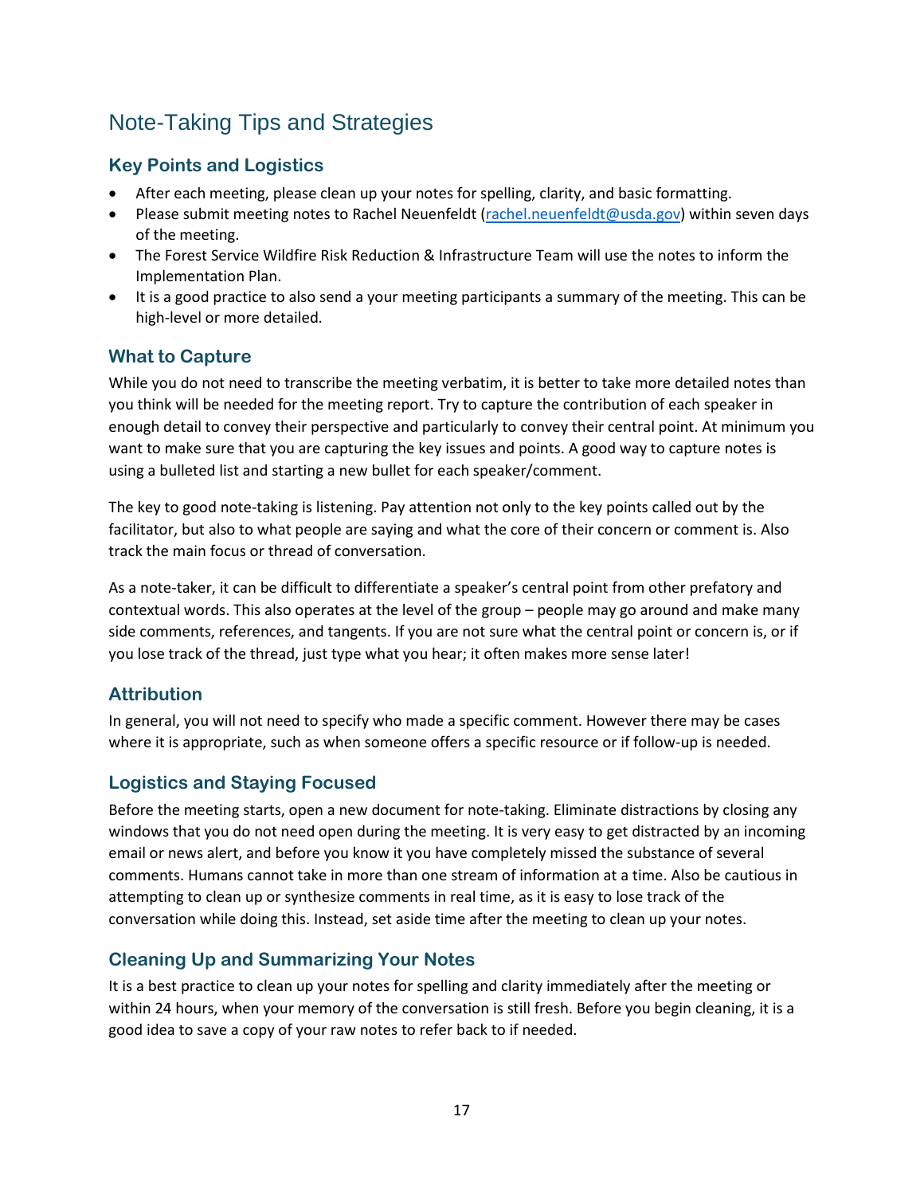# Note-Taking Tips and Strategies

## Key Points and Logistics

- After each meeting, please clean up your notes for spelling, clarity, and basic formatting.
- Please submit meeting notes to Rachel Neuenfeldt (rachel.neuenfeldt@usda.gov) within seven days of the meeting.
- The Forest Service Wildfire Risk Reduction & Infrastructure Team will use the notes to inform the Implementation Plan.
- It is a good practice to also send a your meeting participants a summary of the meeting. This can be high-level or more detailed.

## What to Capture

While you do not need to transcribe the meeting verbatim, it is better to take more detailed notes than you think will be needed for the meeting report. Try to capture the contribution of each speaker in enough detail to convey their perspective and particularly to convey their central point. At minimum you want to make sure that you are capturing the key issues and points. A good way to capture notes is using a bulleted list and starting a new bullet for each speaker/comment.

The key to good note-taking is listening. Pay attention not only to the key points called out by the facilitator, but also to what people are saying and what the core of their concern or comment is. Also track the main focus or thread of conversation.

As a note-taker, it can be difficult to differentiate a speaker's central point from other prefatory and contextual words. This also operates at the level of the group – people may go around and make many side comments, references, and tangents. If you are not sure what the central point or concern is, or if you lose track of the thread, just type what you hear; it often makes more sense later!

## Attribution

In general, you will not need to specify who made a specific comment. However there may be cases where it is appropriate, such as when someone offers a specific resource or if follow-up is needed.

## Logistics and Staying Focused

Before the meeting starts, open a new document for note-taking. Eliminate distractions by closing any windows that you do not need open during the meeting. It is very easy to get distracted by an incoming email or news alert, and before you know it you have completely missed the substance of several comments. Humans cannot take in more than one stream of information at a time. Also be cautious in attempting to clean up or synthesize comments in real time, as it is easy to lose track of the conversation while doing this. Instead, set aside time after the meeting to clean up your notes.

## Cleaning Up and Summarizing Your Notes

It is a best practice to clean up your notes for spelling and clarity immediately after the meeting or within 24 hours, when your memory of the conversation is still fresh. Before you begin cleaning, it is a good idea to save a copy of your raw notes to refer back to if needed.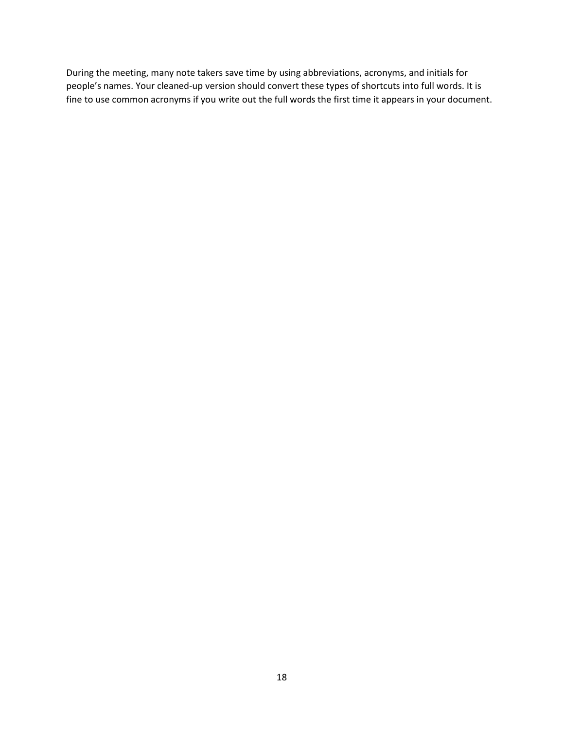During the meeting, many note takers save time by using abbreviations, acronyms, and initials for people's names. Your cleaned-up version should convert these types of shortcuts into full words. It is fine to use common acronyms if you write out the full words the first time it appears in your document.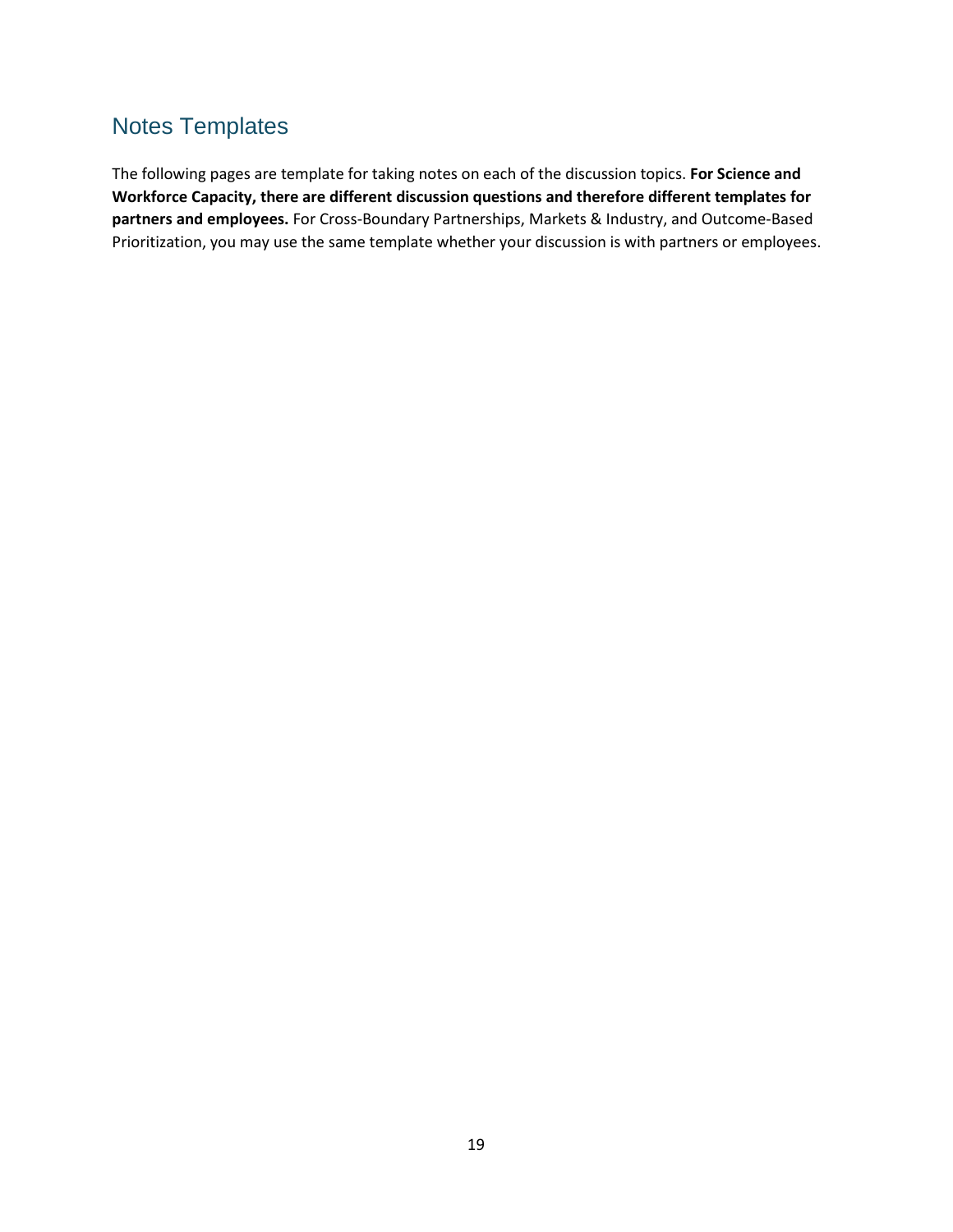## Notes Templates

The following pages are template for taking notes on each of the discussion topics. **For Science and Workforce Capacity, there are different discussion questions and therefore different templates for partners and employees.** For Cross-Boundary Partnerships, Markets & Industry, and Outcome-Based Prioritization, you may use the same template whether your discussion is with partners or employees.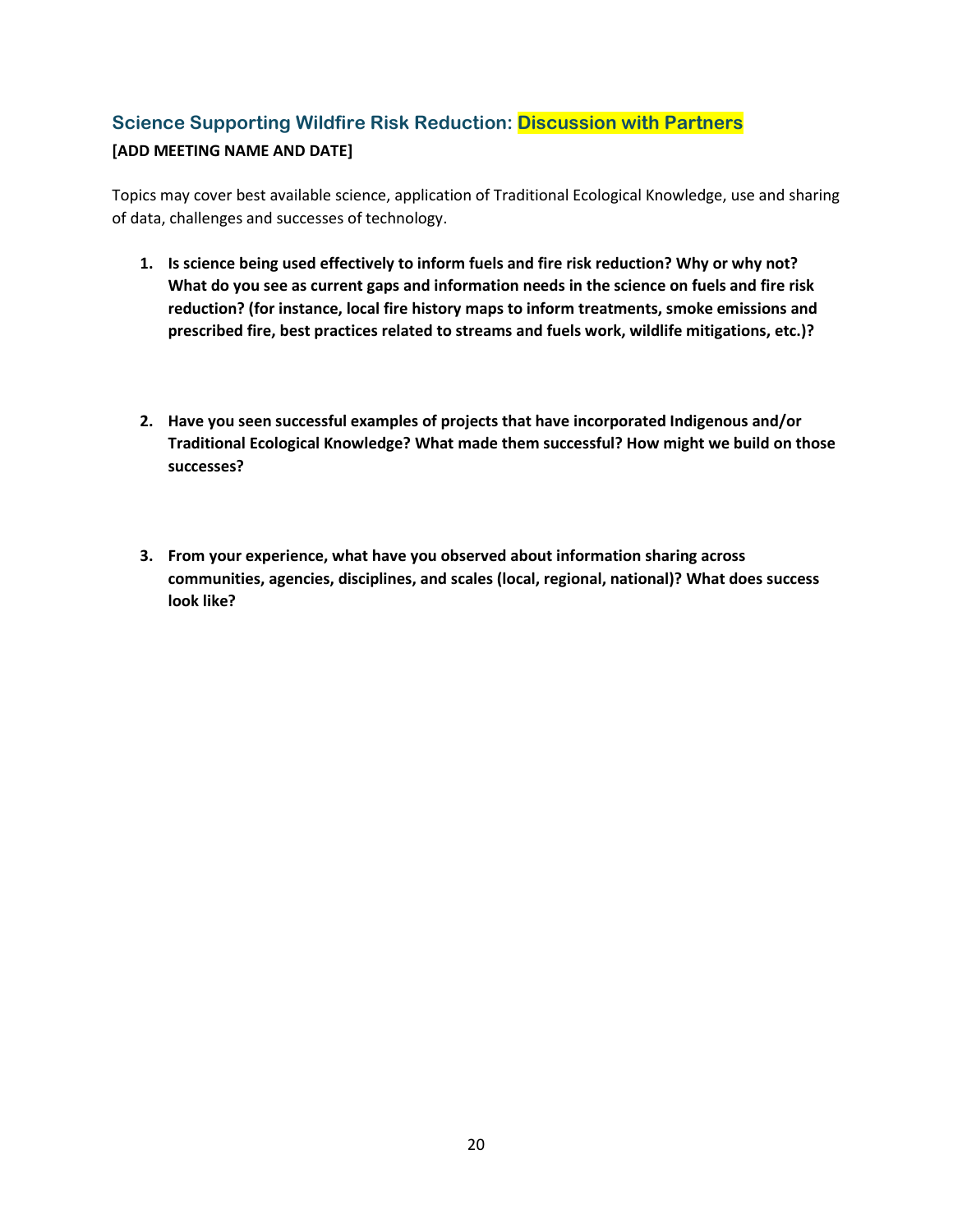## Science Supporting Wildfire Risk Reduction: Discussion with Partners

**[ADD MEETING NAME AND DATE]**

Topics may cover best available science, application of Traditional Ecological Knowledge, use and sharing of data, challenges and successes of technology.

1. **Is science being used effectively to inform fuels and fire risk reduction? Why or why not? What do you see as current gaps and information needs in the science on fuels and fire risk reduction? (for instance, local fire history maps to inform treatments, smoke emissions and prescribed fire, best practices related to streams and fuels work, wildlife mitigations, etc.)?**

2. **Have you seen successful examples of projects that have incorporated Indigenous and/or Traditional Ecological Knowledge? What made them successful? How might we build on those successes?**

3. **From your experience, what have you observed about information sharing across communities, agencies, disciplines, and scales (local, regional, national)? What does success look like?**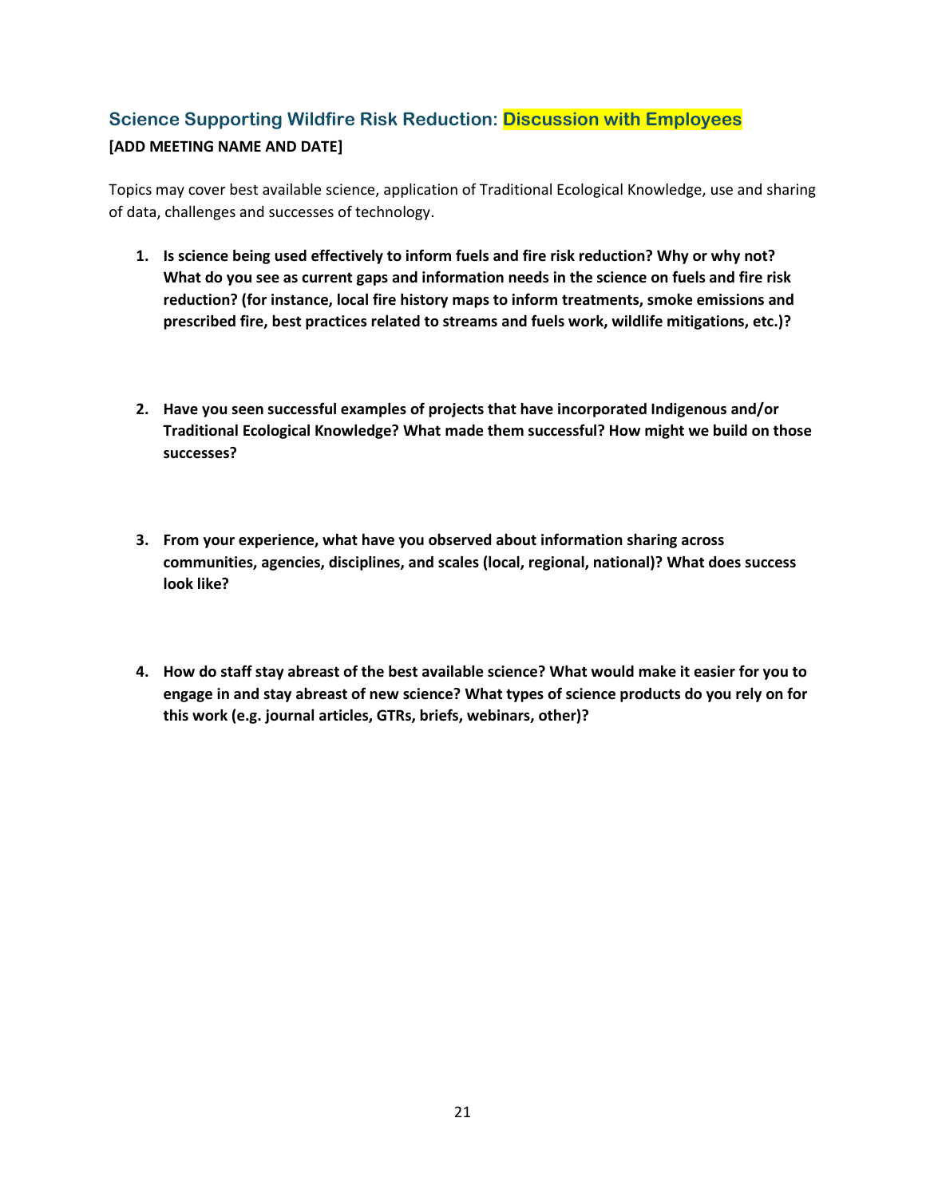## Science Supporting Wildfire Risk Reduction: Discussion with Employees

**[ADD MEETING NAME AND DATE]**

Topics may cover best available science, application of Traditional Ecological Knowledge, use and sharing of data, challenges and successes of technology.

1. **Is science being used effectively to inform fuels and fire risk reduction? Why or why not? What do you see as current gaps and information needs in the science on fuels and fire risk reduction? (for instance, local fire history maps to inform treatments, smoke emissions and prescribed fire, best practices related to streams and fuels work, wildlife mitigations, etc.)?**

2. **Have you seen successful examples of projects that have incorporated Indigenous and/or Traditional Ecological Knowledge? What made them successful? How might we build on those successes?**

3. **From your experience, what have you observed about information sharing across communities, agencies, disciplines, and scales (local, regional, national)? What does success look like?**

4. **How do staff stay abreast of the best available science? What would make it easier for you to engage in and stay abreast of new science? What types of science products do you rely on for this work (e.g. journal articles, GTRs, briefs, webinars, other)?**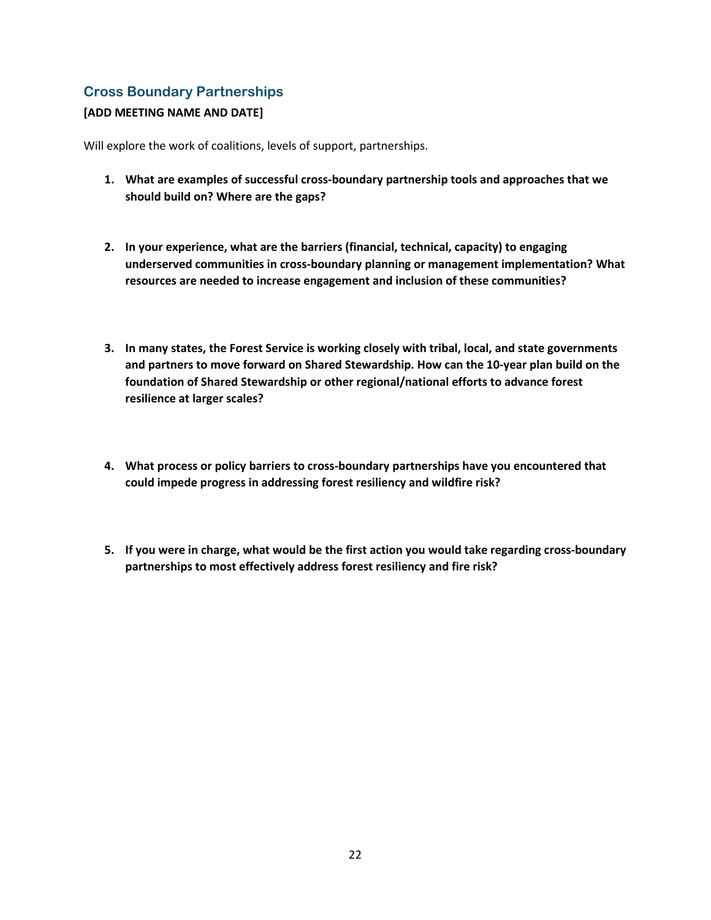## Cross Boundary Partnerships

**[ADD MEETING NAME AND DATE]**

Will explore the work of coalitions, levels of support, partnerships.

1. **What are examples of successful cross-boundary partnership tools and approaches that we should build on? Where are the gaps?**

2. **In your experience, what are the barriers (financial, technical, capacity) to engaging underserved communities in cross-boundary planning or management implementation? What resources are needed to increase engagement and inclusion of these communities?**

3. **In many states, the Forest Service is working closely with tribal, local, and state governments and partners to move forward on Shared Stewardship. How can the 10-year plan build on the foundation of Shared Stewardship or other regional/national efforts to advance forest resilience at larger scales?**

4. **What process or policy barriers to cross-boundary partnerships have you encountered that could impede progress in addressing forest resiliency and wildfire risk?**

5. **If you were in charge, what would be the first action you would take regarding cross-boundary partnerships to most effectively address forest resiliency and fire risk?**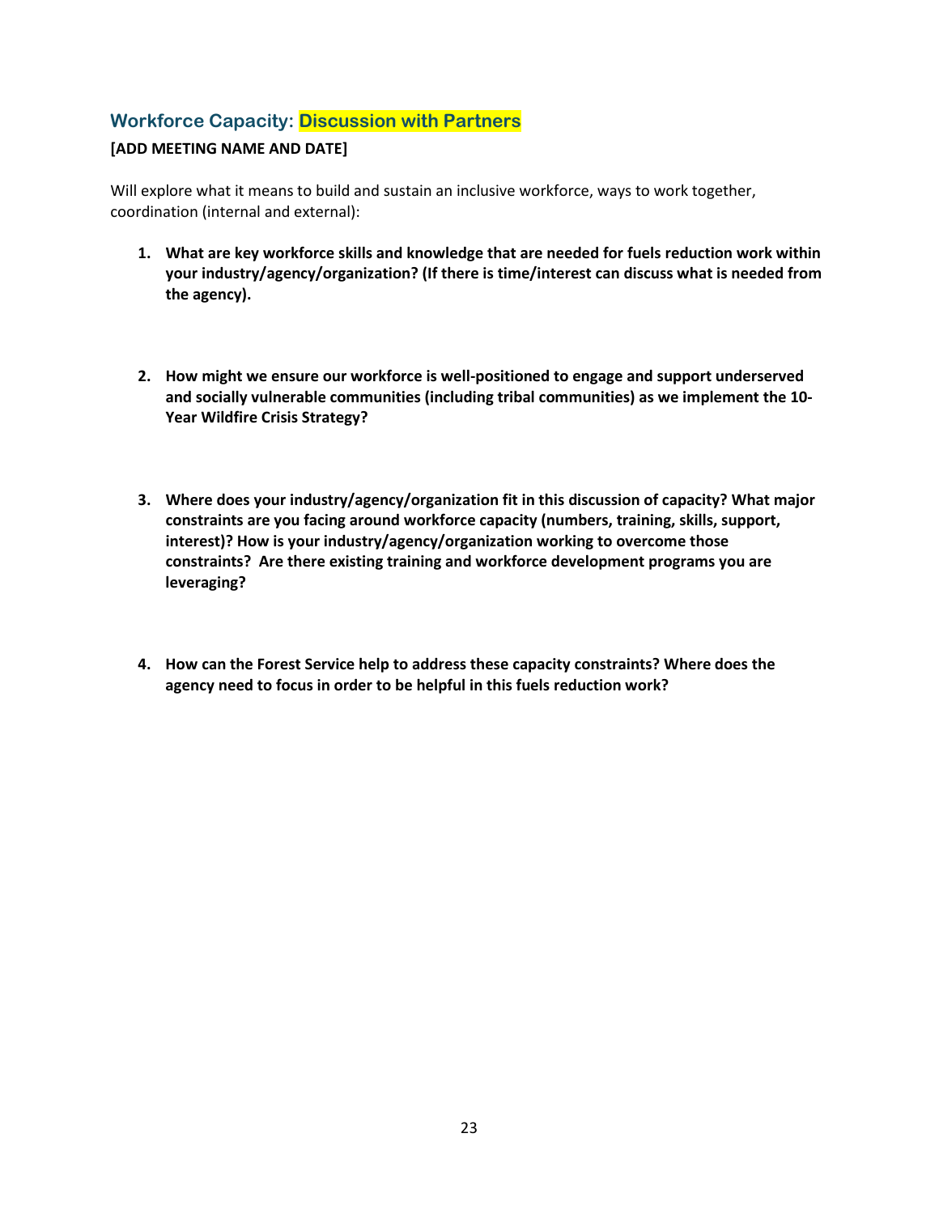## Workforce Capacity: Discussion with Partners

**[ADD MEETING NAME AND DATE]**

Will explore what it means to build and sustain an inclusive workforce, ways to work together, coordination (internal and external):

1. **What are key workforce skills and knowledge that are needed for fuels reduction work within your industry/agency/organization? (If there is time/interest can discuss what is needed from the agency).**

2. **How might we ensure our workforce is well-positioned to engage and support underserved and socially vulnerable communities (including tribal communities) as we implement the 10-Year Wildfire Crisis Strategy?**

3. **Where does your industry/agency/organization fit in this discussion of capacity? What major constraints are you facing around workforce capacity (numbers, training, skills, support, interest)? How is your industry/agency/organization working to overcome those constraints? Are there existing training and workforce development programs you are leveraging?**

4. **How can the Forest Service help to address these capacity constraints? Where does the agency need to focus in order to be helpful in this fuels reduction work?**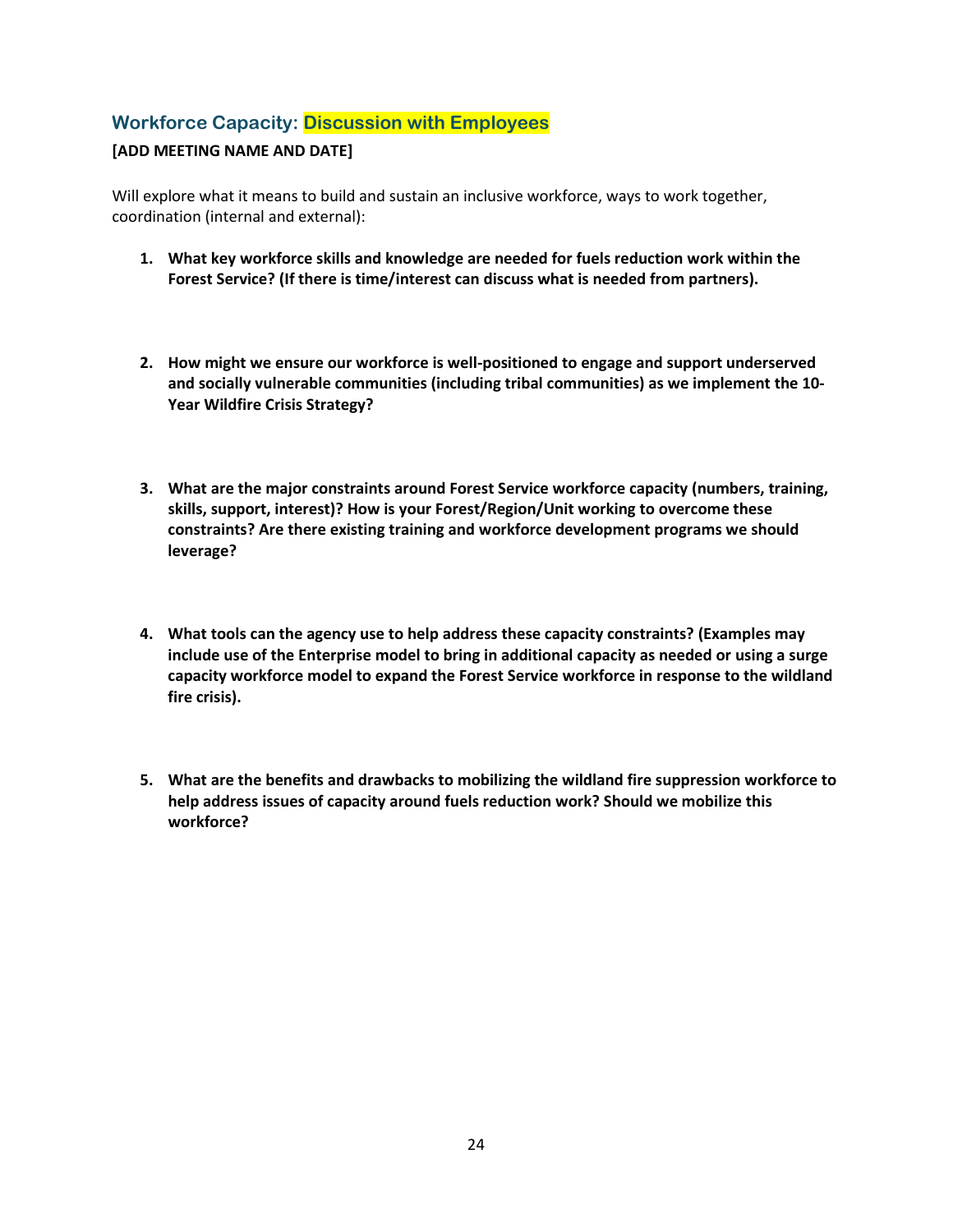## Workforce Capacity: Discussion with Employees

**[ADD MEETING NAME AND DATE]**

Will explore what it means to build and sustain an inclusive workforce, ways to work together, coordination (internal and external):

1. **What key workforce skills and knowledge are needed for fuels reduction work within the Forest Service? (If there is time/interest can discuss what is needed from partners).**

2. **How might we ensure our workforce is well-positioned to engage and support underserved and socially vulnerable communities (including tribal communities) as we implement the 10-Year Wildfire Crisis Strategy?**

3. **What are the major constraints around Forest Service workforce capacity (numbers, training, skills, support, interest)? How is your Forest/Region/Unit working to overcome these constraints? Are there existing training and workforce development programs we should leverage?**

4. **What tools can the agency use to help address these capacity constraints? (Examples may include use of the Enterprise model to bring in additional capacity as needed or using a surge capacity workforce model to expand the Forest Service workforce in response to the wildland fire crisis).**

5. **What are the benefits and drawbacks to mobilizing the wildland fire suppression workforce to help address issues of capacity around fuels reduction work? Should we mobilize this workforce?**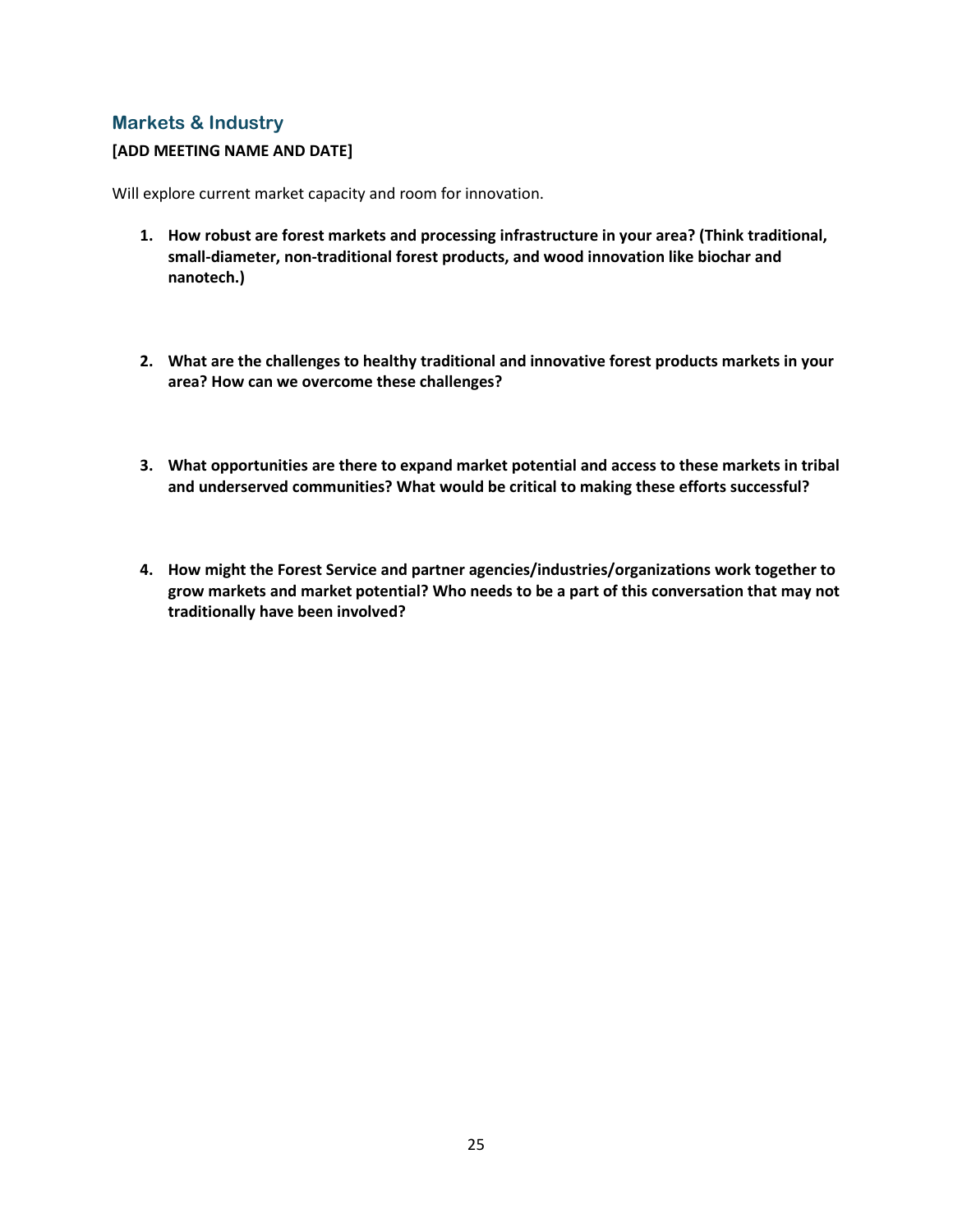## Markets & Industry

**[ADD MEETING NAME AND DATE]**

Will explore current market capacity and room for innovation.

1. **How robust are forest markets and processing infrastructure in your area? (Think traditional, small-diameter, non-traditional forest products, and wood innovation like biochar and nanotech.)**

2. **What are the challenges to healthy traditional and innovative forest products markets in your area? How can we overcome these challenges?**

3. **What opportunities are there to expand market potential and access to these markets in tribal and underserved communities? What would be critical to making these efforts successful?**

4. **How might the Forest Service and partner agencies/industries/organizations work together to grow markets and market potential? Who needs to be a part of this conversation that may not traditionally have been involved?**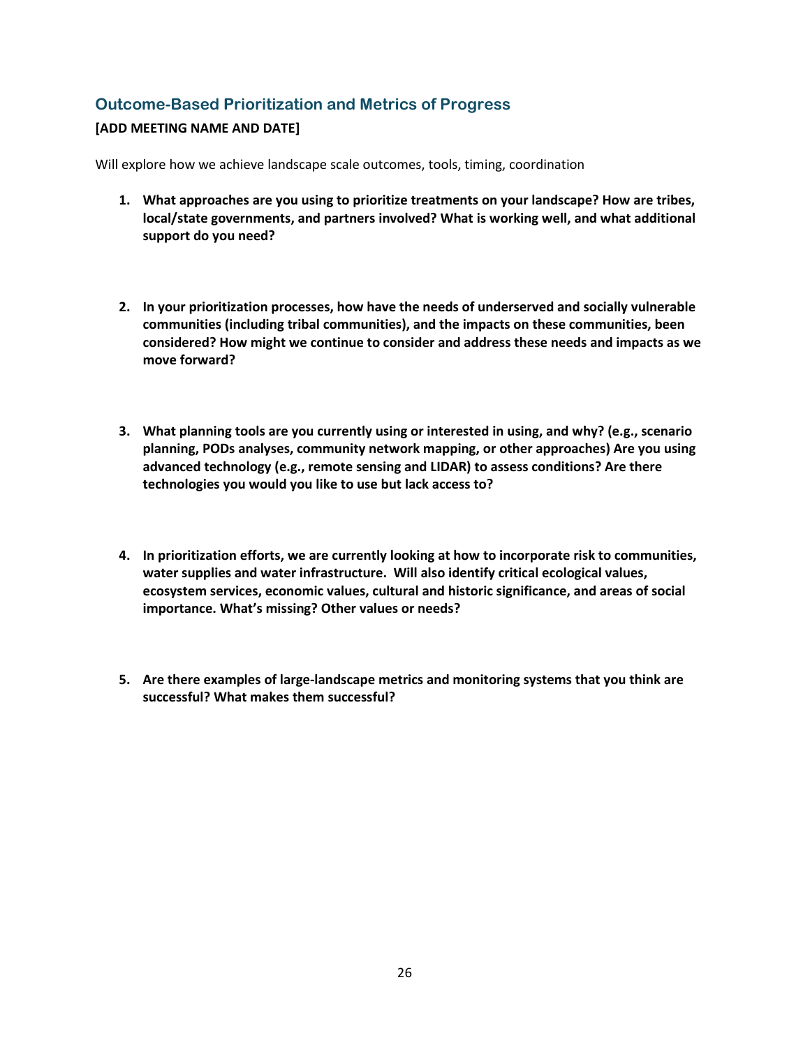## Outcome-Based Prioritization and Metrics of Progress

**[ADD MEETING NAME AND DATE]**

Will explore how we achieve landscape scale outcomes, tools, timing, coordination

1. **What approaches are you using to prioritize treatments on your landscape? How are tribes, local/state governments, and partners involved? What is working well, and what additional support do you need?**

2. **In your prioritization processes, how have the needs of underserved and socially vulnerable communities (including tribal communities), and the impacts on these communities, been considered? How might we continue to consider and address these needs and impacts as we move forward?**

3. **What planning tools are you currently using or interested in using, and why? (e.g., scenario planning, PODs analyses, community network mapping, or other approaches) Are you using advanced technology (e.g., remote sensing and LIDAR) to assess conditions? Are there technologies you would you like to use but lack access to?**

4. **In prioritization efforts, we are currently looking at how to incorporate risk to communities, water supplies and water infrastructure. Will also identify critical ecological values, ecosystem services, economic values, cultural and historic significance, and areas of social importance. What's missing? Other values or needs?**

5. **Are there examples of large-landscape metrics and monitoring systems that you think are successful? What makes them successful?**